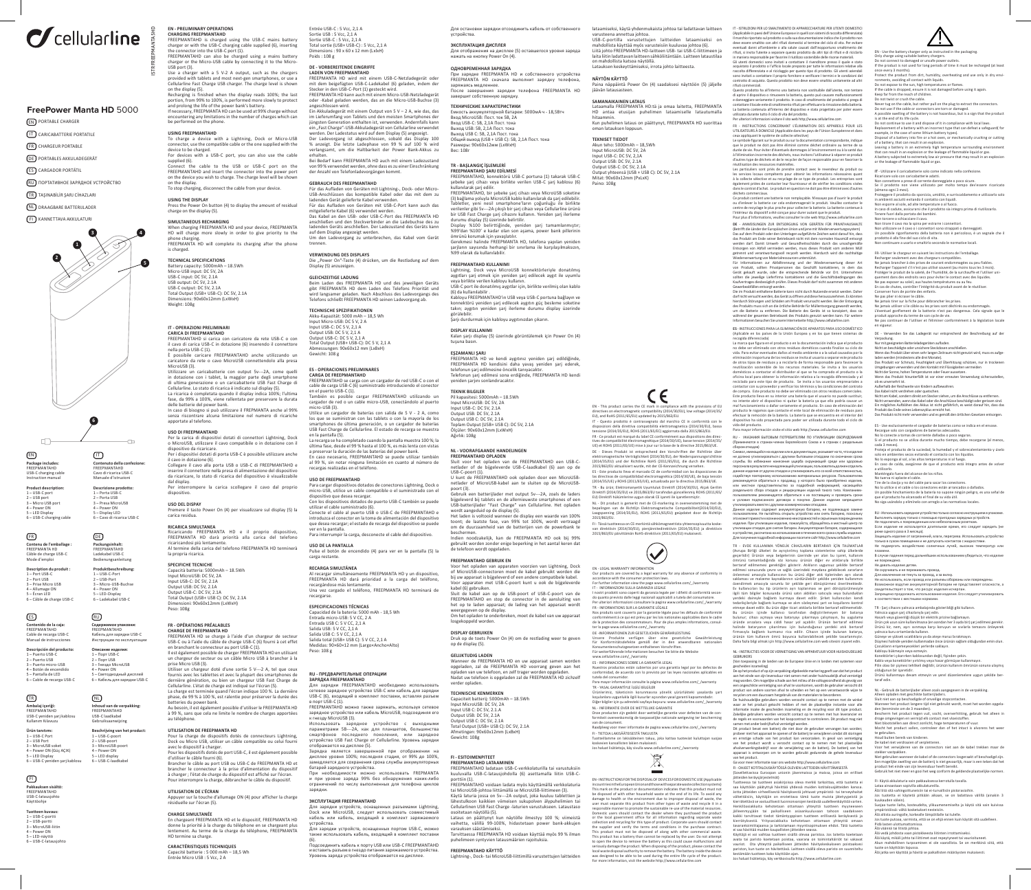# cellularline

# FreePower Manta HD 5000

- EN PORTABLE CHARGER
- IT CARICABATTERIE PORTATILE
- FR CHARGEUR PORTABLE
- DE PORTABLES AKKULADEGERÄT
- ES CARGADOR PORTÁTIL
- RU ПОРТАТИВНОЕ ЗАРЯДНОЕ УСТРОЙСТВО
- TR TAŞINABİLİR ŞARJ CİHAZLARI
- NL DRAAGBARE BATTERIJLADER
- FI KANNETTAVA AKKULATURI

1 2 3 4 5 6

**EN**
**Package includes:**
FREEPAMANTAHD
USB-C charging cable
Instruction manual

**Product description:**
1 – USB-C port
2 – USB port
3 – Micro USB port
4 – Power ON
5 – LED Display
6 – USB-C charging cable

**IT**
**Contenuto della confezione:**
FREEPAMANTAHD
Cavo di ricarica USB-C
Manuale d'istruzioni

**Descrizione prodotto:**
1 – Porta USB-C
2 – Porta USB
3 – Presa MicroUSB
4 – Power ON
5 – Display LED
6 – Cavo di ricarica USB-C

**FR**
**Contenu de l'emballage :**
FREEPAMANTAHD
Câble de charge USB-C
Mode d'emploi

**Description du produit :**
1 – Port USB-C
2 – Port USB
3 – Prise Micro USB
4 – Allumage ON
5 – Écran LED
6 – Câble de charge USB-C

**DE**
**Packungsinhalt:**
FREEPAMANTAHD
Ladekabel USB-C
Bedienungsanleitung

**Produktbeschreibung:**
1 – USB-C-Port
2 – USB-Port
3 – Micro-USB-Buchse
4 – Power ON
5 – LED-Display
6 – Ladekabel USB-C

**ES**
**Contenido de la caja:**
FREEPAMANTAHD
Cable de recarga USB-C
Manual de instrucciones

**Descripción del producto:**
1 – Puerto USB-C
2 – Puerto USB
3 – Puerto micro-USB
4 – Botón de encendido
5 – Pantalla de LED
6 – Cable de recarga USB-C

**RU**
**Содержимое упаковки:**
FREEPAMANTAHD
Кабель для зарядки USB-C
Инструкции по эксплуатации

**Описание изделия:**
1 – Порт USB-C
2 – Порт USB
3 – Гнездо MicroUSB
4 – Power ON
5 – Светодиодный дисплей
6 – Кабель для зарядки USB-C

**TR**
**Ambalaj içeriği:**
FREEPAMANTAHD
USB-C yeniden şarj kablosu
Kullanım Kılavuzu

**Ürün tanımı:**
1 – USB-C Port
2 – USB Port
3 – MicroUSB soket
4 – Power ON (GüÇ AÇIK)
5 – LED Display
6 – USB-C yeniden şarj kablosu

**NL**
**Inhoud van de verpakking:**
FREEPAMANTAHD
USB-C-laadkabel
Gebruiksaanwijzing

**Beschrijving van het product:**
1 – USB-C-poort
2 – USB-poort
3 – MicroUSB-poort
4 – Power ON
5 – LED-display
6 – USB-C-laadkabel

**FI**
**Pakkauksen sisältö:**
FREEPAMANTAHD
USB-C-latausjohto
Käyttöohje

**Tuotteen kuvaus:**
1 – USB-C-portti
2 – USB-portti
3 – MicroUSB-liitin
4 – Power ON
5 – LED-näyttö
6 – USB-C-latausjohto

## EN - PRELIMINARY OPERATIONS

### CHARGING FREEPAMANTAHD

FREEPAMANTAHD is charged using the USB-C mains battery charger or with the USB-C charging cable supplied (6), inserting the connector into the USB-C port (1).
FREEPAMANTAHD can also be charged using a mains battery charger or the Micro-USB cable by connecting it to the Micro-USB port (3).
Use a charger with a 5 V-2 A output, such as the chargers provided with tablets and most next-gen smartphones, or use a Cellularline Fast Charge USB charger. The charge level is shown on the display (5).
Recharging is finished when the display reads 100%; the last portion, from 99% to 100%, is performed more slowly to protect and prolong the life of the power bank's battery.
If necessary, FREEPAMANTAHD can be used at 99% charge without encountering any limitations in the number of charges which can be performed on the phone.

### USING FREEPAMANTAHD

To charge a device with a Lightning, Dock or Micro-USB connector, use the compatible cable or the one supplied with the device to be charged.
For devices with a USB-C port, you can also use the cable supplied (6).
Connect the cable to the USB or USB-C port on the FREEPAMANTAHD and insert the connector into the power port on the device you wish to charge. The charge level will be shown on the display.
To stop charging, disconnect the cable from your device.

### USING THE DISPLAY

Press the Power On button (4) to display the amount of residual charge on the display (5).

### SIMULTANEOUS RECHARGING

When charging FREEPAMANTAHD and your device, FREEPAMANTA HD will charge more slowly in order to give priority to the phone charging.
FREEPAMANTA HD will complete its charging after the phone is charged.

### TECHNICAL SPECIFICATIONS

Battery capacity: 5000mAh – 18.5Wh
Micro-USB input: DC 5V, 2A
USB-C input: DC 5V, 2.1A
USB output: DC 5V, 2.1A
USB-C output: DC 5V, 2.1A
Total Output (USB+ USB-C): DC 5V, 2.1A
Dimensions: 90x60x12mm (LxWxH)
Weight: 108g

## IT - OPERAZIONI PRELIMINARI

### CARICA DI FREEPAMANTAHD

FREEPAMANTAHD si carica con caricatore da rete USB-C o con il cavo di carica USB-C in dotazione (6) inserendo il connettore nella porta USB-C (1).
È possibile caricare FREEPAMANTAHD anche utilizzando un caricatore da rete o cavo MicroUSB connettendolo alla presa MicroUSB (3).
Utilizzare un caricabatterie con output 5v---2A, come quelli in dotazione con i tablet, la maggior parte degli smartphone di ultima generazione o un caricabatterie USB Fast Charge di Cellularline. Lo stato di ricarica è indicato sul display (5).
La ricarica è completata quando il display indica 100%; l'ultima fase, da 99% a 100%, viene rallentata per preservare la durata delle batterie del power bank.
In caso di bisogno si può utilizzare il FREEPAMANTA anche al 99% senza riscontrare alcuna limitazione nel numero di ricariche apportate al telefono.

### USO DI FREEPAMANTAHD

Per la carica di dispositivi dotati di connettori Lightning, Dock o MicroUSB, utilizzare il cavo compatibile o in dotazione con il dispositivo da ricaricare.
Per i dispositivi dotati di porta USB-C è possibile utilizzare anche il cavo in dotazione (6).
Collegare il cavo alla porta USB o USB-C di FREEPAMANTAHD e inserire il connettore nella presa di alimentazione del dispositivo da ricaricare, lo stato di ricarica del dispositivo è visualizzabile dal display.
Per interrompere la carica scollegare il cavo dal proprio dispositivo.

### USO DEL DISPLAY

Premere il tasto Power On (4) per visualizzare sul display (5) la carica residua.

### RICARICA SIMULTANEA

Ricaricando FREEPAMANTA HD e il proprio dispositivo, FREEPAMANTA HD darà priorità alla carica del telefono ricaricandosi più lentamente.
Al termine della carica del telefono FREEPAMANTA HD terminerà la propria ricarica.

### SPECIFICHE TECNICHE

Capacità batteria: 5000mAh – 18.5Wh
Input MicroUSB: DC 5V, 2A
Input USB-C: DC 5V, 2.1A
Output USB: DC 5V, 2.1A
Output USB-C: DC 5V, 2.1A
Total Output (USB+ USB-C): DC 5V, 2.1A
Dimensioni: 90x60x12mm (LxWxH)
Peso: 108g

## FR - OPÉRATIONS PRÉALABLES

### CHARGE DE FREEPAMANTA HD

FREEPAMANTA HD se charge à l'aide d'un chargeur de secteur USB-C ou à l'aide du câble de charge USB-C (6) fourni à cet effet en branchant le connecteur au port USB-C (1).
Il est également possible de charger FREEPAMANTA HD en utilisant un chargeur de secteur ou un câble Micro USB à brancher à la prise Micro USB (3).
Utiliser un chargeur doté d'une sortie 5 V---2 A, tel que ceux fournis avec les tablettes et avec la plupart des smartphones de dernière génération, ou bien un chargeur USB Fast Charge de Cellularline. L'état de charge est indiqué sur l'écran (5).
La charge est terminée quand l'écran indique 100 %. La dernière phase, de 99 % à 100 %, est ralentie pour préserver la durée des batteries du power bank.
Au besoin, il est également possible d'utiliser le FREEPAMANTA HD à 99 %, sans que cela ne limite le nombre de charges apportées au téléphone.

### UTILISATION DE FREEPAMANTA HD

Pour la charge de dispositifs dotés de connecteurs Lightning, Dock ou Micro USB, utiliser un câble compatible ou celui fourni avec le dispositif à charger.
Pour les dispositifs dotés de port USB-C, il est également possible d'utiliser le câble fourni (6).
Brancher le câble au port USB ou USB-C de FREEPAMANTA HD et brancher le connecteur à la prise d'alimentation du dispositif à charger ; l'état de charge du dispositif est affiché sur l'écran.
Pour interrompre la charge, débrancher le câble du dispositif.

### UTILISATION DE L'ÉCRAN

Appuyer sur la touche d'allumage ON (4) pour afficher la charge résiduelle sur l'écran (5).

### CHARGE SIMULTANÉE

En chargeant FREEPAMANTA HD et le dispositif, FREEPAMANTA HD donne la priorité à la charge du téléphone en se chargeant plus lentement. Au terme de la charge du téléphone, FREEPAMANTA HD termine sa charge.

### CARACTÉRISTIQUES TECHNIQUES

Capacité batterie : 5 000 mAh – 18,5 Wh
Entrée Micro USB : 5 Vcc, 2 A
Entrée USB-C : 5 Vcc, 2,1 A
Sortie USB : 5 Vcc, 2,1 A
Sortie USB-C : 5 Vcc, 2,1 A
Total Sortie (USB+ USB-C) : 5 Vcc, 2,1 A
Dimensions : 90 x 60 x 12 mm (LxPxH)
Poids : 108 g

## DE - VORBEREITENDE EINGRIFFE

### LADEN VON FREEPAMANTAHD

FREEPAMANTA HD wird mit einem USB-C-Netzladegerät oder mit dem beigefügten USB-C-Ladekabel (6) geladen, indem der Stecker in den USB-C-Port (1) gesteckt wird.
FREEPAMANTA HD kann auch mit einem Micro-USB-Netzladegerät oder -Kabel geladen werden, das an die Micro-USB-Buchse (3) angeschlossen wird.
Ein Akkuladegerät mit einem Output von 5 V – 2 A, wie das, das im Lieferumfang von Tablets und den meisten Smartphones der jüngsten Generation enthalten ist, verwenden. Andernfalls kann ein „Fast Charge"-USB-Akkuladegerät von Cellularline verwendet werden. Der Ladestatus wird auf dem Display (5) angezeigt.
Der Ladevorgang ist abgeschlossen, sobald das Display 100 % anzeigt. Die letzte Ladephase von 99 % auf 100 % wird verlangsamt, um die Haltbarkeit der Power Bank-Akkus zu erhalten.
Bei Bedarf kann FREEPAMANTA HD auch mit einem Ladezustand von 99 % verwendet werden, ohne dass es zu einer Einschränkung der Anzahl von Telefonladevorgängen kommt.

### GEBRAUCH DES FREEPAMANTAHD

Für das Aufladen von Geräten mit Lightning-, Dock- oder Micro-USB-Anschlüssen das kompatible Kabel oder das mit dem zu ladenden Gerät gelieferte Kabel verwenden.
Für das Aufladen von Geräten mit USB-C-Port kann auch das mitgelieferte Kabel (6) verwendet werden.
Das Kabel an den USB- oder USB-C-Port des FREEPAMANTA HD anschließen und den Steckverbinder an die Ladebuchse des zu ladenden Geräts anschließen. Der Ladezustand des Geräts kann auf dem Display angezeigt werden.
Um den Ladevorgang zu unterbrechen, das Kabel vom Gerät trennen.

### VERWENDUNG DES DISPLAYS

Die „Power On"-Taste (4) drücken, um die Restladung auf dem Display (5) anzuzeigen.

### GLEICHZEITIGE LADUNG

Beim Laden des FREEPAMANTA HD und des jeweiligen Geräts gibt FREEPAMANTA HD dem Laden des Telefons Priorität und wird langsamer geladen. Nach Abschluss des Ladevorgangs des Telefons schließt FREEPAMANTA HD seinen Ladevorgang ab.

### TECHNISCHE SPEZIFIKATIONEN

Akku-Kapazität: 5000 mAh – 18,5 Wh
Input Micro-USB: DC 5 V, 2 A
Input USB-C: DC 5 V, 2,1 A
Output USB: DC 5 V, 2,1 A
Output USB-C: DC 5 V, 2,1 A
Total Output (USB+ USB-C): DC 5 V, 2,1 A
Abmessungen: 90x60x12 mm (LxBxH)
Gewicht: 108 g

## ES - OPERACIONES PRELIMINARES

### CARGA DE FREEPAMANTAHD

FREEPAMANTAHD se carga con un cargador de red USB-C o con el cable de carga USB-C (6) suministrado introduciendo el conector en el puerto USB-C (1).
También es posible cargar FREEPAMANTAHD utilizando un cargador de red o un cable micro-USB, conectándolo al puerto micro-USB (3).
Utilice un cargador de baterías con salida de 5 V - 2 A, como los que se suministran con las tablets o con la mayoría de los smartphones de última generación, o un cargador de baterías USB Fast Charge de Cellularline. El estado de recarga se muestra en la pantalla (5).
La recarga se ha completado cuando la pantalla muestra 100 %; la última fase, desde el 99 % hasta el 100 %, es más lenta con vistas a preservar la duración de las baterías del power bank.
En caso necesario, FREEPAMANTAHD se puede utilizar también al 99 %, sin notar ninguna limitación en cuanto al número de recargas realizadas en el teléfono.

### USO DE FREEPAMANTAHD

Para cargar dispositivos dotados de conectores Lightning, Dock o micro-USB, utilice un cable compatible o el suministrado con el dispositivo que desea recargar.
Con los dispositivos dotados de puerto USB-C también se puede utilizar el cable suministrado (6).
Conecte el cable al puerto USB o USB-C de FREEPAMANTAHD e introduzca el conector en la toma de alimentación del dispositivo que desea recargar; el estado de recarga del dispositivo se puede ver en la pantalla.
Para interrumpir la carga, desconecte el cable del dispositivo.

### USO DE LA PANTALLA

Pulse el botón de encendido (4) para ver en la pantalla (5) la carga restante.

### RECARGA SIMULTÁNEA

Al recargar simultáneamente FREEPAMANTA HD y su dispositivo, FREEPAMANTA HD dará prioridad a la carga del teléfono, recargándose más lentamente.
Una vez cargado el teléfono, FREEPAMANTA HD terminará de recargarse.

### ESPECIFICACIONES TÉCNICAS

Capacidad de la batería: 5000 mAh - 18,5 Wh
Entrada micro-USB: 5 V CC, 2 A
Entrada USB-C: 5 V CC, 2,1 A
Salida USB: 5 V CC, 2,1 A
Salida USB-C: 5 V CC, 2,1 A
Salida total (USB+ USB-C): 5 V CC, 2,1 A
Medidas: 90×60×12 mm (Largo×Ancho×Alto)
Peso: 108 g

## RU - ПРЕДВАРИТЕЛЬНЫЕ ОПЕРАЦИИ

### ЗАРЯДКА FREEPAMANTAHD

Для зарядки FREEPAMANTAHD необходимо использовать сетевое зарядное устройство USB-C или кабель для зарядки USB-C (6), входящий в комплект поставки, вставляя разъем в порт USB-C (1).
FREEPAMANTAHD можно также заряжать, используя сетевое зарядное устройство или кабель MicroUSB, подсоединяя его к гнезду MicroUSB (3).
Использовать зарядное устройство с выходными параметрами 5В---2А, как для планшетов, большинства смартфонов последнего поколения, или зарядное устройство USB Fast Charge от Cellularline. Уровень заряда отображается на дисплее (5).
Зарядка является завершенной при отображении на дисплее уровня 100%; последняя стадия, от 99% до 100%, замедляется для сохранения срока службы аккумуляторных батарей зарядного устройства.
При необходимости можно использовать FREEPAMANTA и при уровне заряда 99% без обнаружения каких-либо ограничений по числу выполненных для телефона циклов зарядки.

### ЭКСПЛУАТАЦИЯ FREEPAMANTAHD

Для зарядки устройств, оснащенных разъемами Lightning, Dock или MicroUSB, следует использовать совместимый кабель или кабель, входящий в комплект заряжаемого устройства.
Для зарядки устройств, оснащенных портом USB-C, можно также использовать кабель, входящий в комплект поставки (6).
Подсоединить кабель к порту USB или USB-C FREEPAMANTAHD и вставить разъем в гнездо питания заряжаемого устройства. Уровень заряда устройства отображается на дисплее.
Для остановки зарядки отсоединить кабель от собственного устройства.

### ЭКСПЛУАТАЦИЯ ДИСПЛЕЯ

Для отображения на дисплее (5) оставшегося уровня заряда нажать на кнопку Power On (4).

### ОДНОВРЕМЕННАЯ ЗАРЯДКА

При зарядке FREEPAMANTA HD и собственного устройства FREEPAMANTA HD сначала выполнит зарядку телефона, заряжаясь медленнее.
После завершения зарядки телефона FREEPAMANTA HD завершит собственную зарядку.

### ТЕХНИЧЕСКИЕ ХАРАКТЕРИСТИКИ

Емкость аккумуляторной батареи: 5000мАч - 18,5Втч
Вход MicroUSB: Пост. ток 5В, 2А
Вход USB-C: 5В, 2,1А Пост. тока
Выход USB: 5В, 2,1А Пост. тока
Выход USB-C: 5В, 2,1А Пост. тока
Общий выход (USB + USB C): 5В, 2,1А Пост. тока
Размеры: 90x60x12мм (LxWxH)
Вес: 108г

## TR - BAŞLANGIÇ İŞLEMLERİ

### FREEPAMANTAHD ŞARJ EDİLMESİ

FREEPAMANTAHD, konnektörü USB-C portuna (1) takarak USB-C şebeke şarj cihazı veya birlikte verilen USB-C şarj kablosu (6) kullanılarak şarj edilir.
FREEPAMANTAHD, bir şebeke şarj cihazı veya MicroUSB soketine (3) bağlama yoluyla MicroUSB kablo kullanılarak da şarj edilebilir.
Tabletler, yeni nesil smartphone'ların çoğunluğu ile birlikte verilenler gibi 5v---2A çıkışlı bir şarj cihazı veya Cellularline'ın bir USB Fast Charge şarj cihazını kullanın. Yeniden şarj ilerleme durumu display (5) üzerinde belirtilir.
Display %100 belirttiğinde, yeniden şarj tamamlanmıştır; %99'dan %100' e kadar olan son aşama, power bank pillerinin ömrünü korumak için yavaşlatılır.
Gerekmesi halinde FREEPAMANTA HD, telefona yapılan yeniden şarjların sayısında herhangi bir sınırlama ile karşılaşılmaksızın, %99 olarak da kullanılabilir.

### FREEPAMANTAHD KULLANIMI

Lightning, Dock veya MicroUSB konnektörleriyle donatılmış aygıtları şarj etmek için yeniden şarj edilecek aygıt ile uyumlu veya birlikte verilen kabloyu kullanın.
USB-C port ile donatılmış aygıtlar için, birlikte verilmiş olan kablo (6) da kullanılabilir.
Kabloyu FREEPAMANTAHD'ın USB veya USB-C portuna bağlayın ve konnektörü yeniden şarj edilecek aygıtın güç besleme soketine takın; aygıtın yeniden şarj ilerleme durumu display üzerinde görülebilir.
Şarjı durdurmak için kabloyu aygıtınızdan çıkarın.

### DISPLAY KULLANIMI

Kalan şarjı display (5) üzerinde görüntülemek için Power On (4) tuşuna basın.

### EŞZAMANLI ŞARJ

FREEPAMANTA HD ve kendi aygıtınız yeniden şarj edildiğinde, FREEPAMANTA HD kendisini daha yavaş yeniden şarj ederek, telefonun şarj edilmesine öncelik tanıyacaktır.
Telefonun şarj edilmesi sona erdiğinde, FREEPAMANTA HD kendi yeniden şarjını sonlandıracaktır.

### TEKNİK BİLGİLER

Pil kapasitesi: 5000mAh – 18,5Wh
Input MicroUSB: DC 5V, 2A
Input USB-C: DC 5V, 2,1A
Output USB: DC 5V, 2,1A
Output USB-C: DC 5V, 2,1A
Toplam Output (USB+ USB C): DC 5V, 2,1A
Ölçüler: 90x60x12mm (LxWxH)
Ağırlık: 108g

## NL - VOORAFGAANDE HANDELINGEN

### FREEPAMANTAHD OPLADEN

Sluit voor het opladen van de FREEPAMANTAHD een USB-C-netlader of de bijgeleverde USB-C-laadkabel (6) aan op de USB-C-poort (1).
U kunt de FREEPAMANTAHD ook opladen door een MicroUSB-netlader of MicroUSB-kabel aan te sluiten op de MicroUSB-poort (3).
Gebruik een batterijlader met output 5v---2A, zoals de laders bijgeleverd bij tablets en de allernieuwste smartphones of een USB-batterijlader "Fast Charge" van Cellularline. Het opladen wordt aangeduid op de display (5).
Het laden is voltooid wanneer de display een waarde van 100% toont; de laatste fase, van 99% tot 100%, wordt vertraagd om de duurzaamheid van de batterijen van de powerbank te beschermen.
Indien noodzakelijk, kan de FREEPAMANTA HD ook bij 99% gebruikt worden zonder enige beperking in het aantal keren dat de telefoon wordt opgeladen.

### FREEPAMANTAHD GEBRUIK EN

Voor het opladen van apparaten voorzien van Lightning, Dock of MicroUSB-connectoren moet de kabel gebruikt worden die bij uw apparaat is bijgeleverd of een andere compatibele kabel.
Voor apparaten met USB-C-poort kunt u ook de bijgeleverde kabel (6) gebruiken.
Sluit de kabel aan op de USB-poort of USB-C-poort van de FREEPAMANTAHD en steek de connector in de aansluiting van het op te laden apparaat; de lading van het apparaat wordt weergegeven op de display.
Om het opladen te onderbreken, moet de kabel van uw apparaat losgekoppeld worden.

### DISPLAY GEBRUIKEN

Druk op de toets Power On (4) om de restlading weer te geven op de display (5).

### GELIJKTIJDIG LADEN

Wanneer de FREEPAMANTA HD en uw apparaat samen worden opgeladen, zal de FREEPAMANTA HD voorrang geven aan het opladen van uw telefoon, en zelf trager worden opgeladen.
Nadat uw telefoon is opgeladen zal de FREEPAMANTA HD zichzelf verder opladen.

### TECHNISCHE KENMERKEN

Capaciteit batterij: 5000mAh – 18,5Wh
Input MicroUSB: DC 5V, 2A
Input USB-C: DC 5V, 2,1A
Output USB: DC 5V, 2,1A
Output USB-C: DC 5V, 2,1A
Total Output (USB+ USB C): DC 5V, 2,1A
Afmetingen: 90x60x12mm (LxBxH)
Gewicht: 108g

## FI - ESITOIMENPITEET

### FREEPAMANTAHD LATAAMINEN

FREEPAMANTAHD ladataan USB-C-verkkolaturilla tai varustuksiin kuuluvalla USB-C-latausjohdolla (6) asettamalla liitin USB-C-porttiin (1).
FREEPAMANTAHD voidaan ladata myös käyttämällä verkkolaturia tai MicroUSB-johtoa liittämällä se MicroUSB-liittimeen (3).
Käytä laturia jossa on 5v---2A output, joka kuuluu tablettien ja lähesttulkoon kaikkien viimeisen sukupolven älypuhelimien tai Cellularlinen USB Fast Charge -laturien varustukseen. Latauksen osoitetaan näytöllä (5).
Lataus on päättynyt kun näytölle ilmestyy 100 %; viimeistä vaihetta, välillä 99-100%, hidastetaan power bank-akkujen varauksen säästämiseksi.
Tarvittaessa FREEPAMANTA HD voidaan käyttää myös 99 % ilman puhelimeen syntyvien latausmäärien rajoituksia.

### FREEPAMANTAHD KÄYTTÖ

Lightning-, Dock- tai MicroUSB-liittimillä varustettujen laitteiden lataamiseksi, käytä yhdenmukaisia johtoa tai ladattavan laitteen varusteena annettua johtoa.
USB-C-portilla varustettujen laitteiden lataamiseksi on mahdollista käyttää myös varusteisiin kuuluvaa johtoa (6).
Liitä johto FREEPAMANTA HD-laitteen USB- tai USB-C-liittimeen ja laita liitin ladattavan laitteen sähköliitäntään. Laitteen latausitilaa on mahdollista katsoa näytöllä.
Latauksen keskeyttämiseksi, irrota johto laitteesta.

### NÄYTÖN KÄYTTÖ

Paina näppäintä Power On (4) saadaksesi näyttöön (5) jäljelle jääviän latausasteen.

### SAMANAIKAINEN LATAUS

Lataamalla FREEPAMANTA HD:tä ja omaa laitetta, FREEPAMANTA HD antaa etusijan puhelimen lataamiselle latautumalla hitaammin.
Kun puhelimen lataus on päättynyt, FREEPAMANTA HD suorittaa oman latauksen loppuun.

### TEKNISET TIEDOT

Akun teho: 5000mAh – 18,5Wh
Input MicroUSB: DC 5V, 2A
Input USB-C: DC 5V, 2,1A
Output USB: DC 5V, 2,1A
Output USB-C: DC 5V, 2,1A
Output yhteensä (USB + USB C): DC 5V, 2,1A
Mitat: 90x60x12mm (PxLxK)
Paino: 108g

CE

EN - This product carries the CE mark in compliance with the provisions of EU directives on electromagnetic compatibility (2014/30/EU), low voltage (2014/35/EU), and RoHS (2011/65/EU) updated by 2015/863/EU.

IT - Questo prodotto è contrassegnato dal marchio CE in conformità con le disposizioni delle direttive compatibilità elettromagnetica (2014/30/EU), bassa tensione (2014/35/EU), ROHS (2011/65/EU) aggiornata dalla 2015/863/EU.

FR - Ce produit est marqué du label CE conformément aux dispositions des directives de compatibilité électromagnétique (2014/30/UE), basse tension (2014/35/UE) et ROHS (2011/65/UE) mise à jour par la base de la directive 2015/863/UE.

DE - Dieses Produkt ist entsprechend den Vorschriften der Richtlinien über elektromagnetische Verträglichkeit (2014/30/EU), der Niederspannungsrichtlinie (2014/35/EU) und der Richtlinie RoHS (2011/65/EU), mit den Änderungen durch 2015/863/EU versehen worden, mit der CE-Kennzeichnung versehen.

ES - Este producto lleva el marcado CE de conformidad con las disposiciones de las directivas de compatibilidad electromagnética (2014/30/UE), de baja tensión (2014/35/UE) y ROHS (2011/65/UE), actualizada por la directiva 2015/863/UE.

RU - Настоящее изделие снабжено маркировкой CE в соответствии с положениями директив об электромагнитной совместимости (2014/30/EU), низковольтном оборудовании (2014/35/EU), ROHS (2011/65/EU), обновленной директивой 2015/863/EU.

TR - Bu ürün; Elektromanyetik uyumluluk Direktifi (2014/30/EU), Alçak Gerilim Direktifi (2014/35/EU) ve 2015/863/EU direktifinin güncellenmiş ROHS (2011/65/EU) Direktifi hükümlerine uygun olarak CE işareti ile işaretlenmiştir.

NL - Dit product is gemerkt met de CE-markering in overeenstemming met de bepalingen van de Richtlijn Elektromagnetische Compatibiliteit (2014/30/EU), Laagspanning (2014/35/EU), RoHS (2011/65/EU), geüpdatet door de Richtlijn 2015/863/EU.

FI - Tässä tuotteessa on CE-merkintä sähkömagneettista yhteensopivuutta koskevan direktiivin (2014/30/EU), pienjännitedirektiivin (2014/35/EU) ja direktiivin 2015/863/EU päivittämän RoHS-direktiivin (2011/65/EU) mukaisesti.

EN - LEGAL WARRANTY INFORMATION
Our products are covered by a legal warranty for any absence of conformity in accordance with the consumer protection laws.
For further information view the page www.cellularline.com/_/warranty

IT - INFORMAZIONI SULLA GARANZIA LEGALE
I nostri prodotti sono coperti da garanzia legale per i difetti di conformità secondo quanto previsto dalle leggi nazionali applicabili a tutela del consumatore.
Per ulteriori informazioni consultare la pagina www.cellularline.com/_/warranty

FR - INFORMATIONS SUR LA GARANTIE LÉGALE
Nos produits sont couverts par la garantie légale pour les défauts de conformité conformément à ce qui est prévu par les lois nationales applicables dans le cadre de la protection des consommateurs. Pour de plus amples informations, consulter la page www.cellularline.com/_/warranty

DE - INFORMATIONEN ZUR GESETZLICHEN GEWÄHRLEISTUNG
Unsere Produkte verfügen über eine gesetzliche Gewährleistung für Konformitätsmängel gemäß der in den anwendbaren nationalen Konsumentenschutzgesetzen enthaltenen Vorschriften.
Für weiterführende Informationen besuchen Sie bitte die Website www.cellularline.com/_/warranty

ES - INFORMACIONES SOBRE LA GARANTÍA LEGAL
Nuestros productos están cubiertos por una garantía legal por los defectos de conformidad, de acuerdo con lo previsto por las leyes nacionales aplicables en tutela del consumidor.
Para mayor información consulte la página www.cellularline.com/_/warranty

TR - YASAL GARANTİYLE İLGİLİ BİLGİLER
Ürünlerimiz, tüketicinin korunmasını yönelik yürürlükteki yasalarda şart koşulanlara uygunluk ile ilgili kusurlar açısından yasal garanti kapsamındadır.
Diğer bilgiler için şu adresteki sayfaya başvurun: www.cellularline.com/_/warranty

NL - INFORMATIE OVER DE WETTELIJKE GARANTIE
Onze producten zijn gedekt door wettelijke garantie voor defecten van de conformiteit overeenkomstig de toepasselijke nationale wetgeving ter bescherming van de consument.
Raadpleeg voor meer informatie de pagina www.cellularline.com/_/warranty

FI - TIETOJA LAKISÄÄTEISESTÄ TAKUUSTA
Tuotteillamme on lakisääteinen takuu, joka kattaa tuotteiset talluttajan suojaa koskevien kansallisten lakien mukaisesti.
Lisätietoja on sivulla www.cellularline.com/_/warranty

EN - INSTRUCTIONS FOR THE DISPOSAL OF DEVICES FOR DOMESTIC USE (Applicable in countries in the European Union and those with separate waste collection systems)
This mark on the product or documentation indicates that this product must not be disposed of with other household waste at the end of its life. To avoid possible damage to health or the environment due to improper disposal of waste, the user must separate this product from other types of waste and recycle it in a responsible manner to promote the sustainable re-use of the material resources.
Domestic users should contact the dealer where they purchased the product or the local government office for all information regarding separate waste collection and recycling for this type of product. Corporate users should contact the supplier and verify the terms and conditions in the purchase contract.
This product must not be disposed of along with other commercial waste.
This product has a battery that cannot be replaced by the user. Do not attempt to open the device to remove the battery as this could cause malfunctions and seriously damage the product. When disposing of the product, please contact the local waste disposal authority to remove the battery. The battery inside the device was designed to be able to be used during the entire life cycle of the product.
For more information, visit the website http://www.cellularline.com

IT - ISTRUZIONI PER LO SMALTIMENTO DI APPARECCHIATURE PER UTENTI DOMESTICI (Applicabile in paesi dell'Unione Europea e in quelli con sistemi di raccolta differenziata)
Il marchio riportato sul prodotto o sulla sua documentazione indica che il prodotto non deve essere smaltito con altri rifiuti domestici al termine del ciclo di vita. Per evitare eventuali danni all'ambiente o alla salute causati dall'inopportuno smaltimento dei rifiuti, si invita l'utente a separare questo prodotto da altri tipi di rifiuti e di riciclarlo in maniera responsabile per favorire il riutilizzo sostenibile delle risorse materiali.
Gli utenti domestici sono invitati a contattare il rivenditore presso il quale è stato acquistato il prodotto o l'ufficio locale preposto per tutte le informazioni relative alla raccolta differenziata e al riciclaggio per questo tipo di prodotto. Gli utenti aziendali sono invitati a contattare il proprio fornitore e verificare i termini e le condizioni del contratto di acquisto. Questo prodotto non deve essere smaltito unitamente ad altri rifiuti commerciali.
Questo prodotto ha all'interno una batteria non sostituibile dall'utente, non tentare di aprire il dispositivo o rimuovere la batteria, questo può causare malfunzionamenti e danneggiare seriamente il prodotto. In caso di smaltimento del prodotto si prega di contattare l'ente locale di smaltimento rifiuti per la rimozione della batteria.
La batteria contenuta all'interno del dispositivo è stata progettata per poter essere utilizzata durante tutto il ciclo di vita del prodotto.
Per ulteriori informazioni visitare il sito web http://www.cellularline.com

FR - INSTRUCTIONS CONCERNANT L'ÉLIMINATION DES APPAREILS POUR LES UTILISATEURS À DOMICILE (Applicable dans les pays de l'Union Européenne et dans ceux appliquant le système de collecte sélective)
Le symbole figurant sur le produit ou sur la documentation correspondante, indique que le produit ne doit pas être éliminé comme déchet ordinaire au terme de sa durée de vie. Pour éviter d'éventuels dommages à l'environnement ou à la santé dus à l'élimination incorrecte des déchets, nous invitons l'utilisateur à séparer ce produit d'autres types de déchets et de le recycler de façon responsable pour en favoriser la réutilisation des ressources matérielles.
Les particuliers sont priés de prendre contact avec le revendeur du produit ou les services locaux compétents pour obtenir les informations nécessaires quant à la collecte sélective et au recyclage de ce type de produit. Les entreprises sont également priées de contacter leur fournisseur et de vérifier les conditions visées dans le contrat d'achat. Le produit en question ne doit pas être éliminé avec d'autres déchets commerciaux.
Ce produit contient une batterie non remplaçable. N'essayez pas d'ouvrir le produit ou d'enlever la batterie car cela endommagerait le produit. Veuillez contacter le centre de recyclage le plus proche pour enlever la batterie. La batterie à l'intérieur du dispositif a été conçue pour durer autant que le produit.
Pour plus d'informations, veuillez consulter le site web http://www.cellularline.com

DE - ANWEISUNGEN ZUR ENTSORGUNG VON GERÄTEN FÜR PRIVATHAUSHALTE (Betrifft die Länder der Europäischen Union und jene mit Wiederverwertungssystem)
Das auf dem Produkt oder den Unterlagen aufgeführte Zeichen weist darauf hin, dass das Produkt am Ende seiner Betriebszeit nicht mit dem normalen Hausmüll entsorgt werden darf. Damit Umwelt- und Gesundheitsschäden durch das unsachgemäße Entsorgen von Abfall vermieden werden, muss dieses Produkt von anderem Müll getrennt und verantwortungsvoll recycelt werden. Hierdurch wird die nachhaltige Wiederverwertung von Materialressourcen unterstützt.
Für Informationen zur Abfalltrennung und der Wiederverwertung dieser Art von Produkt, sollten Privatpersonen das Geschäft kontaktieren, in dem das Produkt gekauft wurde, oder die entsprechende Behörde vor Ort. Unternehmen sollten die jeweiligen Lieferfirma kontaktieren und die Geschäftsbedingungen des Kaufvertrages diesbezüglich prüfen. Dieses Produkt darf nicht zusammen mit anderem Gewerbeabfällen entsorgt werden.
Der im Produkt enthaltene Batterie kann nicht durch Nutzende ersetzt werden. Daher darf nicht versucht werden, das Gerät zu öffnen und die Batterie herauszunehmen. Es könnten hierdurch Störungen und Schäden am Produkt verursacht werden. Bei der Entsorgung des Produkts muss sich an die örtliche Behörde für Müllentsorgung gewandt werden, um die Batterie zu entfernen. Die Batterie des Geräts ist so konzipiert, dass sie während der gesamten Betriebszeit des Produkts genutzt werden kann. Für weitere Informationen besuchen Sie unsere Internetseite http://www.cellularline.com

ES - INSTRUCCIONES PARA LA ELIMINACIÓN DE APARATOS PARA USO DOMÉSTICO (Aplicable en los países de la Unión Europea y en los que tienen sistemas de recogida diferenciada)
La marca que figura en el producto o en la documentación indica que el producto no debe ser eliminado con otros residuos domésticos cuando finalice su ciclo de vida. Para evitar eventuales daños al medio ambiente o a la salud causados por la eliminación inoportuna de los residuos se invita al usuario a separar este producto de otros tipos de residuos y a reciclarlo de forma responsable para favorecer la reutilización sostenible de los recursos materiales. Se invita a los usuarios domésticos a contactar al distribuidor al que se ha comprado el producto o la oficina local para obtener la información relativa a la recogida diferenciada y al reciclado para este tipo de producto. Se invita a los usuarios empresariales a contactar con su proveedor y verificar los términos y las condiciones del contrato de compra. Este producto no debe ser eliminado con otros residuos comerciales.
Este producto lleva en su interior una batería que el usuario no puede sustituir, no intente abrir el dispositivo ni quitar la batería ya que ello podría causar un mal funcionamiento o dañar seriamente el producto. En caso de eliminación del producto le rogamos que contacte el ente local de eliminación de residuos para efectuar la remoción de la batería. La batería que se encuentra en el interior del dispositivo ha sido proyectada para poder ser utilizada durante todo el ciclo de vida del producto.
Para mayor información visite el sitio web http://www.cellularline.com

RU - УКАЗАНИЯ ПО УТИЛИЗАЦИИ ОБОРУДОВАНИЯ ДЛЯ БЫТОВЫХ ПОТРЕБИТЕЛЕЙ (Применимо в странах Европейского Союза и в странах с раздельным сбором отходов)
Символ, имеющийся на изделии или в документации, указывает на то, что изделие не должно утилизироваться с другими бытовыми отходами по окончании срока службы. Во избежание нанесения ущерба окружающей среде или здоровью человека неправильной утилизацией мусора пользователь должен отделить данное изделие от других отходов и утилизировать его со всей ответственностью, содействуя повторному использованию материальных ресурсов. Пользователям рекомендуется обратиться к продавцу, у которого было приобретено изделие, или местное представительство за подробной информацией, касающейся раздельного сбора отходов и рециркуляции изделий такого типа. Деловым пользователям рекомендуется обратиться к их поставщику и проверить сроки и условия подписанного договора о покупке. Данное изделие запрещено утилизировать вместе с другими коммерческими отходами.
Данное изделие содержит незаменяемую батарею, не подлежащую замене пользователем. Не пытайтесь открыть устройство или снять батарею, поскольку это может привести к неисправностям или нанести серьезные повреждения изделию. При утилизации изделия, пожалуйста, обращайтесь в местный центр по утилизации отходов для извлечения батареи. Аккумуляторная батарея, содержащаяся в устройстве, рассчитана на использование в течение всего срока службы изделия.
Для получения дополнительной информации посетите сайт http://www.cellularline.com

TR - EVDE KULLANIMA YÖNELİK CİHAZLARIN BERTARAFI İÇİN TALİMATLAR (Avrupa Birliği ülkeleri ile ayrıştırılmış toplama sistemlerine sahip ülkelerde geçerlidir) Ürünün veya belgelerinin üzerinde yer alan bu işaret, kullanım ömrünü tamamladığında söz konusu ürünün diğer ev atıklarıyla birlikte bertaraf edilmemesi gerektiğini gösterir. Atıkların uygunsuz şekilde bertaraf edilmesi sonucunda çevre ve sağlık üzerindeki meydana gelebilecek zararların önlenmesi amacıyla kullanıcıları bu ürünü diğer atık tiplerinden ayrı olarak saklamayı ve malzeme kaynaklarının sürdürülebilir şekilde yeniden kullanımını desteklemek amacıyla sorumlu bir şekilde geri dönüştürmeye davet etmektedir. Ev kullanıcıları bu tip ürünlerin ayrı toplanması ve geri dönüştürülmesiyle ilgili tüm bilgiler konusunda ürünü satın aldıkları satıcıyla veya bulundukları yerdeki yetkili ofisle irtibata geçmeye davet edilir. Şirket kullanıcıları kendi tedarikçileriyle bağlantı kurmaya ve alım sözleşmesi şart ve koşullarını kontrol etmeye davet edilir. Bu ürün diğer ticari atıklarla birlikte bertaraf edilmemelidir.
Bu ürünün içinde kullanıcı tarafından değiştirilemeyen bir batarya bulunmaktadır; cihazı açmaya veya bataryayı çıkarmaya çalışmayın, bu, ürünün arızalanmasına veya ciddi şekilde zarar görmesine neden olabilir. Ürünün bertaraf edilmesi durumunda bataryanın çıkarılması için bulunduğunuz yerdeki atık bertaraf kurumu ile iletişime geçin. Cihazın içinde bulunan batarya, ürünün tüm kullanım ömrü boyunca kullanılabilecek şekilde tasarlanmıştır.
Daha fazla bilgi almak için http://www.cellularline.com web sitesini ziyaret edin.

NL - INSTRUCTIES VOOR DE VERWIJDERING VAN APPARATUUR VOOR HUISHOUDELIJKE GEBRUIKERS
(Van toepassing in de landen van de Europese Unie en in landen met systemen voor gescheiden inzameling)
De op het product of op zijn verpakking afgebeelde markering geeft aan dat het product aan het einde van zijn levensduur niet samen met ander huishoudelijk afval verwijderd mag worden. Om mogelijke schade aan het milieu of de volksgezondheid als gevolg van een ongeschikte verwijdering van afval te voorkomen, wordt de gebruiker verzocht dit product van andere soorten afval te scheiden en het op een verantwoorde wijze te recyclen om een duurzaam hergebruik van de materialen te bevorderen.
De huishoudelijke gebruikers worden verzocht contact op te nemen met de winkel waar ze het product gekocht hebben of met de plaatselijke instantie voor alle informatie inzake de gescheiden inzameling en de recycling voor dit type product. Zakelijke gebruikers worden verzocht contact op te nemen met hun leverancier en de regels en voorwaarden van het koopcontract te controleren. Dit product mag niet samen met ander bedrijfsafval verwijderd worden.
Dit product bevat een batterij die niet door de gebruiker vervangen kan worden; probeer niet het apparaat te openen of de batterij te verwijderen omdat dit storingen en ernstige schade aan het product kan veroorzaken. In geval van verwijdering van het product wordt u verzocht contact op te nemen met het plaatselijke afvalverwijderingsbedrijf voor de verwijdering van de batterij. De batterij van het apparaat is ontworpen om te worden gebruikt gedurende de gehele levensduur van het product.
Ga voor meer informatie naar onze website http://www.cellularline.com

FI - OHJEET KOTITALOUKSISSA OLEVIEN LAITTEIDEN HÄVITTÄMISESTÄ
(Sovelletaan Euroopan unionin jäsenmaissa ja maissa, joissa on erilliset jätteiden keräysjärjestelmät)
Tuotteessa tai tuotteen asiakirjoissa oleva merkki tarkoittaa, että tuotetta ei saa käyttöiän päätyttyä hävittää yhdessä muiden kotitalousjätteiden kanssa. Jotta jätteiden virheellisestä hävityksestä johtuvat ympäristö- tai terveyshaitat vältettäisiin, käyttäjän on erotettava tämä tuote muista jätetyypeistä ja kierrätettävä se vastuullisesti luonnonvarojen kestävää uudelleenkäyttöä varten. Henkilöasiakkaiden tulee ottaa yhteyttä tuotteen myyneeseen jälleenmyyjään tai paikalliseen asianmukaiseen toimistoon kaikissa tällaisen tuotteen erillistä keräystä ja kierrätystä koskevissa asioissa. Yritysasiakkaiden tulee ottaa yhteyttä toimittajaansa ja tarkistaa ostosopimuksen ehdot ja määräykset. Tätä tuotetta ei saa hävittää muiden kaupallisten jätteiden mukana.
Tässä tuotteessa on sisäinen akku, jota käyttäjä ei voi vaihtaa. Älä yritä avata laitetta tai poistaa akkua, koska se voi aiheuttaa toimintahäiriöitä tai vakavasti vahingoittaa tuotetta. Ota tuotteen hävittämisen yhteydessä yhteyttä paikalliseen jätehuoltoon akun poistamiseksi. Laitteen sisällä oleva akku on suunniteltu kestämään tuotteen koko käyttöiän ajan.
Lisätietoja saat verkkosivulta http://www.cellularline.com

EN - Use the battery charger only as instructed in the packaging.
Only charge using suitable battery chargers.
Do not connect to damaged or unsafe power outlets.
If the product is not used for long periods of time it must be recharged (at least once every 3 months).
Protect the product from dirt, humidity, overheating and use only in dry environments, avoiding all contact with liquids.
Do not expose to the sun, high temperatures or flames.
If the cable is dropped, ensure it is not damaged before using it again.
Keep far from the reach of children.
Do not twist or crush the cable.
Never tug on the cable, but rather pull on the plug to extract the connectors.
Do not use if the cable or connectors are torn or damaged.
A possible swelling of the battery is not hazardous, but is a sign that the product is at the end of its life cycle.
Do not continue to use it and dispose of it in compliance with local laws.
Replacement of a battery with an incorrect type that can defeat a safeguard; for example, in the case of some lithium battery types.
Disposal of a battery into fire or a hot oven, or mechanically crushing or cutting of a battery, that can result in an explosion.
Leaving a battery in an extremely high temperature surrounding environment that can result in an explosion or the leakage of flammable liquid or gas.
A battery subjected to extremely low air pressure that may result in an explosion or the leakage of flammable liquid or gas.

IT - Utilizzare il caricabatterie solo come indicato nella confezione.
Ricaricare solo con caricabatterie adatti.
Non connettere a prese di corrente danneggiate o poco sicure.
Se il prodotto non viene utilizzato per molto tempo deve essere ricaricato (almeno ogni 3 mesi).
Proteggere il prodotto da sporcizia, umidità, e surriscaldamento e utilizzarlo solo in ambienti asciutti evitando il contatto con liquidi.
Non esporre al sole, ad alte temperature o al fuoco.
In caso di caduta, assicurarsi che il prodotto sia integro prima di riutilizzarlo.
Tenere fuori dalla portata dei bambini.
Non torcere o schiacciare il cavo.
Non tirare il cavo ma la spina per estrarre i connettori.
Non utilizzare se il cavo o i connettori sono strappati o danneggiati.
Un possibile rigonfiamento della batteria non è pericoloso, è un segnale che il prodotto è alla fine del suo ciclo di vita.
Non continuare a usarlo e smaltirlo secondo le normative locali.

FR - Utiliser le chargeur en suivant les instructions de l'emballage.
Recharger seulement avec des chargeurs compatibles.
Ne jamais brancher à des prises de courant endommagées ou peu fiables.
Recharger l'appareil s'il n'est pas utilisé souvent (au moins tous les 3 mois).
Protéger le produit de la saleté, de l'humidité, de la surchauffe et l'utiliser uniquement dans des endroits secs pour éviter le contact avec des liquides.
Ne pas exposer au soleil, aux hautes températures ou au feu.
En cas de chutes, contrôler l'intégrité du produit avant de le réutiliser.
Conserver hors de portée des enfants.
Ne pas plier ni écraser le câble.
Ne jamais tirer sur la fiche pour débrancher les prises.
Ne jamais utiliser si le câble ou les prises sont déchirés ou endommagés.
L'éventuel gonflement de la batterie n'est pas dangereux. Cela signale que le produit approche du terme de son cycle de vie.
Ne pas continuer de l'utiliser et l'éliminer conformément à la législation locale en vigueur.

DE - Verwenden Sie das Ladegerät nur entsprechend der Beschreibung auf der Verpackung.
Nur mit geeigneten Batterieladegeräten aufladen.
Nicht an beschädigte oder unsichere Steckdosen anschließen.
Wenn das Produkt über einen sehr langen Zeitraum nicht genutzt wird, muss es aufgeladen werden (mindestens alle drei Monate).
Das Produkt vor Schmutz, Feuchtigkeit und Überhitzung schützen, nur in trockenen Umgebungen verwenden und den Kontakt mit Flüssigkeiten vermeiden.
Nicht der Sonne, hohen Temperaturen oder Feuer aussetzen.
Wenn das Produkt hinuntergefallen ist vor einer erneuten Verwendung sicherstellen, ob es unversehrt ist.
Außerhalb der Reichweite von Kindern aufbewahren.
Das Kabel nicht verdrehen oder quetschen.
Nicht am Kabel, sondern direkt am Stecker ziehen, um die Anschlüsse zu entfernen.
Nicht verwenden, wenn das Kabel oder die Anschlüsse beschädigt oder defekt sind.
Ein mögliches Aufblähen des Akkus ist nicht gefährlich, ist aber ein Zeichen dafür, dass das Produkt das Ende seines Lebenszyklus erreicht hat.
Das Produkt nicht mehr verwenden und es gemäß den örtlichen Gesetzen entsorgen.

ES - Use exclusivamente el cargador de baterías como se indica en el envase.
Recargue solo con cargadores de batería adecuados.
No lo conecte a tomas de corriente dañadas o poco seguras.
Si el producto no se utiliza durante mucho tiempo, debe recargarse (al menos, cada 3 meses).
Proteja el producto de la suciedad, la humedad y el sobrecalentamiento y úselo solo en ambientes secos evitando el contacto con los líquidos.
No lo exponga al sol, a las altas temperaturas ni al fuego.
En caso de caída, asegúrese de que el producto está íntegro antes de volver a utilizarlo.
Manténgalo fuera del alcance de los niños.
No tuerza ni aplaste el cable.
Tire de la clavija y no del cable para sacar los conectores.
No lo utilice si el cable o los conectores están arrancados o dañados.
Un posible hinchamiento de la batería no supone ningún peligro, es una señal de que el producto ha alcanzado el final de su vida útil.
No siga usándolo y elimínelo con arreglo a las normativas locales.

RU - Использовать зарядное устройство только согласно инструкциям в упаковке.
Выполнять зарядку только с помощью подходящих зарядных устройств.
Не подключать к повреждённым или небезопасным розеткам.
Если изделие не используется длительное время, его следует зарядить (не реже одного раза в 3 месяца).
Защищать изделие от загрязнений, влаги, перегрева. Использовать устройство только в сухом помещении и не допускать контакта с жидкостями.
Не подвергать воздействию солнечных лучей, высокой температуры или пламени.
В случае падения перед дальнейшим использованием убедитесь, что изделие не повреждено.
Не давать изделие детям.
Не скручивать и не пережимать провод.
Для извлечения не тянуть за провод, а за вилку.
Не использовать, если провод или разъемы оборваны или повреждены.
Возможное вздутие аккумуляторной батареи не представляет опасности, а свидетельствует о том, что ресурс изделия подходит к концу.
Запрещено продолжать использование изделия. Его следует утилизировать в соответствии с местными нормами.

TR - Şarj cihazını yalnızca ambalajda gösterildiği gibi kullanın.
Yalnızca uygun şarj cihazlarıyla şarj edin.
Hasarlı veya güvenliği düşük bir elektrik prizine bağlamayın.
Ürün çok uzun süre kullanılmaz ise yeniden her 3 ayda bir) şarj edilmesi gerekir.
Ürünü kir, nem, aşırı ısınmaya karşı koruyun ve sıvılarla temasını önleyerek yalnızca kuru ortamlarda kullanın.
Güneşe ve yüksek sıcaklıklara ya da ateşe maruz bırakmayın.
Düşmesi halinde yeniden kullanmadan önce ürünün sağlam olduğundan emin olun.
Çocukların erişemeyecekleri yerlerde saklayın.
Kabloyu bükmeyin veya ezmeyin.
Konektörleri çıkarırken kablosundan değil, fişinden çekin.
Kablo veya konektörler yırtılmış veya hasar görmüşse kullanmayın.
Pilin olası bir şişmesi tehlikeli değildir, ürünün kullanım ömrünün sonuna ulaştığını gösteren bir işarettir.
Ürünü kullanmaya devam etmeyin ve yerel düzenlemelere uygun şekilde bertaraf edin.

NL - Gebruik de batterijlader alleen zoals aangegeven is op de verpakking.
Alleen opladen met geschikte batterijladers.
Niet aansluiten op beschadigde of onveilige stopcontacten.
Wanneer het product langere tijd niet gebruikt wordt, moet het worden opgeladen (minimaal om de 3 maanden).
Bescherm het product tegen vuil, vocht, oververhitting; gebruik het alleen in droge omgevingen en vermijd elk contact met vloeistoffen.
Niet blootstellen aan direct zonlicht, hoge temperaturen of vuur.
Wordt het product vallen, controleer dan of het intact is alvorens het weer te gebruiken.
Houd buiten bereik van kinderen.
De kabel niet verdraaien of verpletteren.
Voor het verwijderen van de connectoren niet aan de kabel trekken maar de stekker vastpakken.
Niet gebruiken wanneer de kabel of de connectoren losgescheurd of beschadigd zijn.
Een mogelijke zwelling van de batterij is niet gevaarlijk, maar is een teken dat het product het einde van zijn levensduur heeft bereikt.
Gebruik het niet meer en gooi het weg conform de geldende plaatselijke normen.

FI - Käytä akkulaturia vain pakkauksessa kerrotulla tavalla.
Lataa ainoastaan sopivilla akkulatureilla.
Älä liitä sitä vahingoittuneisiin tai virtaturvallisiin pistorasioihin.
Jos tuotetta ei käytetä pitkään aikaan, sitä on ladattava välillä (vähintään 3 kuukauden välein).
Suojaa tuote lialta, kosteudelta, ylikuumenemiselta ja käytä sitä vain kuivissa ympäristöissä välttäen kosketusta nesteisiin.
Älä altista auringolle, korkeille lämpötiloille tai tulelle.
Jos tuote putoaa, varmista, että se on ehjä ennen kuin käytät sitä uudelleen.
Pidä lasten ulottumattomissa.
Älä väännä tai litistä johtoa.
Älä poista liittimiä vetämällä johdosta vaan pistokkeesta.
Älä käytä, mikäli johto tai liittimet ovat revenneet tai vaurioituneet.
Akun mahdollinen turpoaminen ei ole vaarallista, se on merkki siitä, että tuote on käyttöikänsä lopussa.
Älä jatka sen käyttöä vaan hävitä se paikallisten määräysten mukaisesti.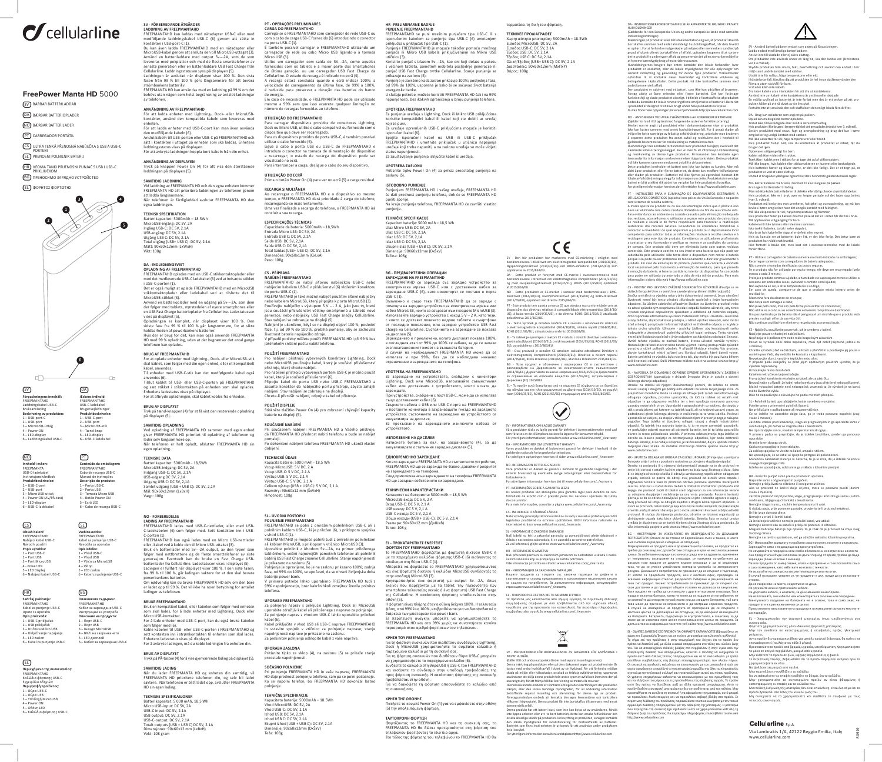# FreePower Manta HD 5000

SV BÄRBAR BATTERILADDAR

DA BÆRBAR BATTERIOPLADER

NO BÆRBAR BATTERILADER

PT CARREGADOR PORTÁTIL

CS ULTRA TENKÁ PŘENOSNÁ NABÍJEČKA S USB A USB-C PORTEM

SL PRENOSNI POLNILNIK BATERIJ

HR VEOMA TANKI PRIJENOSNI PUNJAČ S USB I USB-C PRIKLJUČKOM

BG ПРЕНОСИМО ЗАРЯДНО УСТРОЙСТВО

EL ΦΟΡΗΤΟΣ ΦΟΡΤΙΣΤΗΣ

SV
**Förpackningens innehåll:**
FREEPMANTAHD
Laddningskabel USB-C
Bruksanvisning
**Beskrivning av produkten:**
1 – USB-port-C
2 – USB-port
3 – MicroUSB-uttag
4 – Power ON
5 – LED-display
6 – Laddningskabel USB-C

DA
**Æskens indhold:**
FREEPMANTAHD
USB-C ladekabel
Brugervejledninger
**Produktbeskrivelse:**
1 – USB-C-port
2 – USB-port
3 – MicroUSB-stik
4 – Tænd-knap
5 – LED-display
6 – USB-C ladekabel

NO
**Innhold i esken:**
FREEPMANTA
USB-C-ladekabel
Instruksjonshåndbok
**Produktbeskrivelse:**
1 – USB-C-port
2 – USB-port
3 – MicroUSB-uttak
4 – Power ON (AV/PÅ-tast)
5 – LED-display
6 – USB-C-ladekabel

PT
**Conteúdo da embalagem:**
FREEPMANTAHD
Cabo de recarga USB-C
Manual de instruções
**Descrição do produto:**
1 – Porta USB-C
2 – Porta USB
3 – Tomada Micro USB
4 – Botão Power ON
5 – Ecrã LED
6 – Cabo de recarga USB-C

CS
**Obsah balení:**
FREEPMANTAHD
Nabíjecí kabel USB-C
Návod k použití
**Popis výrobku:**
1 – Port USB-C
2 – Port USB
3 – Port MicroUSB
4 – Power ON
5 – LED Displej
6 – Nabíjecí kabel USB-C

SL
**Vsebina ovitka:**
FREEPMANTAHD
Kabel za polnjenje USB-C
Navodila za uporabo
**Opis izdelka:**
1 – Vhod USB-C
2 – Vhod USB
3 – Vtičnica MicroUSB
4 – Vklop
5 – LED zaslon
6 – Kabel za polnjenje USB-C

HR
**Sadržaj pakiranja:**
FREEPMANTAHD
Kabel za punjenje USB-C
Upute za uporabu
**Opis proizvoda:**
1 – USB-C priključak
2 – USB priključak
3 – Utičnica Micro USB
4 – Uključivanje napajanja
5 – LED zaslon
6 – Kabel za punjenje USB-C

BG
**Опаковката съдържа:**
FREEPMANTAHD
Кабел за зареждане USB-C
Инструкции за употреба
**Описание на продукта:**
1 – Порт USB-C
2 – Порт USB
3 – Гнездо MicroUSB
4 – ВКЛ. на захранването
5 – LED дисплей
6 – Кабел за зареждане USB-C

EL
**Περιεχόμενο της συσκευασίας:**
FREEPMANTAHD
Καλώδιο φόρτισης USB-C
Εγχειρίδιο οδηγιών
**Περιγραφή προϊόντος:**
1 – Θύρα USB-C
2 – Θύρα USB
3 – Υποδοχή MicroUSB
4 – Power ON
5 – Οθόνη LED
6 – Καλώδιο φόρτισης USB-C

## SV - FÖRBEREDANDE ÅTGÄRDER

**LADDNING AV FREEPMANTAHD**
FREEPMANTAHD kan laddas med nätadapter USB-C eller med medföljande laddningskabel USB-C (6) genom att sätta in kontakten i USB-port-C (1).
Du kan även ladda FREEPMANTAHD med en nätadapter eller MicroUSB-kabel genom att ansluta den till MicroUSB-uttaget (3). Använd en batteriladdare med output 5---2A, som de som levereras med pekplattor och med de flesta smarttelefoner av senaste generation eller en batteriladdare USB Fast Charge från Cellularline. Laddningsstatusen syns på displayen (5).
Laddningen är avslutad när displayen visar 100 %. Den sista fasen från 99 % till 100 % görs långsammare för att bevara strömbankens batterilivslängd.
FREEPMANTAHD kan användas med en laddning på 99 % om det behövs utan någon som helst begränsning av antalet laddningar av telefonen.

**ANVÄNDNING AV FREEPMANTAHD**
För att ladda enheter med Lightning-, Dock- eller MicroUSB-kontakter, använd den kompatibla kabeln som levereras med enheten.
För att ladda enheter med USB-C-port kan man även använda den medföljande kabeln (6).
Anslut kabeln till USB-porten eller USB-C på FREEPMANTAHD och sätt i kontakten i uttaget på enheten som ska laddas. Enhetens laddningsstatus visas på displayen.
För att avbryta laddningen koppla bort kabeln från din enhet.

**ANVÄNDNING AV DISPLAYEN**
Tryck på knappen Power On (4) för att visa den återstående laddningen på displayen (5).

**SAMTIDIG LADDNING**
Vid laddning av FREEPMANTAHD och den egna enheten kommer FREEPMANTAHD att prioritera laddningen av telefonen genom att ladda långsammare.
När telefonen är färdigladdad avslutar FREEPMANTAHD den egna laddningen.

**TEKNISK SPECIFIKATION**
Batterikapacitet: 5000mAh – 18,5Wh
MicroUSB-ingång: DC 5V, 2A
Ingång USB-C: DC 5V, 2,1A
USB-utgång: DC 5V, 2,1A
Utgång USB-C: DC 5V, 2,1A
Total utgång (USB+ USB C): DC 5V, 2,1A
Mått: 90x60x12mm (LxWxH)
Vikt: 108g

## DA - INDLEDNINGSVIST

**OPLADNING AF FREEPMANTAHD**
FREEPMANTAHD oplades med en USB-C stikkontaktoplader eller med det medleverede USB-C ladekabel (6) ved at indsætte stikket i USB-C-porten (1).
Det er også muligt at oplade FREEPMANTAHD med en MicroUSB stikkontaktoplader eller ladekabel ved at tilslutte det til MicroUSB-stikket (3).
Anvend en batterioplader med en udgang på 5---2A, som dem der følger med tablets, størstedelen af nyere smartphones eller en USB Fast Charge batterioplader fra Cellularline. Ladestatussen vises på displayet (5).
Opladningen er komplet, når displayet viser 100 %. Den sidste fase fra 99 % til 100 % går langsommere, for at sikre holdbarheden af powerbankens batterier.
Hvis der er brug for det, kan man også anvende FREEPMANTAHD med 99 % opladning, uden at det begrænser det antal gange telefonen kan oplades.

**BRUG AF FREEPMANTAHD**
For at oplade enheder med Lightning-, Dock- eller MicroUSB-stik skal kablet, som følger med din egen enhed, eller et kompatibelt kabel, anvendes.
Til enheder med USB-C-stik kan det medfølgende kabel også anvendes (6).
Tilslut kablet til USB- eller USB-C-porten på FREEPMANTAHD og sæt stikket i stikkontakten på enheden som skal oplades. Enhedens ladestatus vises på displayet.
For at afbryde opladningen, skal kablet kobles fra enheden.

**BRUG AF DISPLAYET**
Tryk på tænd-knappen (4) for at få vist den resterende opladning på displayet (5).

**SAMTIDIG OPLADNING**
Ved opladning af FREEPMANTAHD sammen med egen enhed giver FREEPMANTAHD HD prioritet til opladning af telefonen og lader selv langsommere op.
Når telefonen er helt opladt, afslutter FREEPMANTAHD sin egen opladning.

**TEKNISKE DATA**
Batterikapacitet: 5000mAh – 18,5Wh
MicroUSB-indgang: DC 5V, 2A
Indgang USB-C: DC 5V, 2,1A
USB-udgang: DC 5V, 2,1A
Udgang USB-C: DC 5V, 2,1A
Samlet udgang (USB + USB C): DC 5V, 2,1A
Mål: 90x60x12mm (LxBxH)
Vægt: 108g

## NO - FORBEREDELSE

**LADING AV FREEPMANTAHD**
FREEPMANTAHD lades med USB-C-nettlader, eller med USB-C-ladekabelen (6) som følger med. Sett kontakten inn i USB-C-porten (1).
FREEPMANTAHD kan også lades med en Micro USB-nettlader eller -kabel ved å koble den til Micro USB-uttaket (3).
Bruk en batterilader med 5---2A output, av den typen som følger med nettbrettene og de fleste smarttelefoner av siste generasjon. Eventuelt kan du bruke en Fast Charge USB-batterilader fra Cellularline. Ladestatusen vises i displayet (5).
Ladingen er fullført når displayet viser 100 %. I den siste fasen, fra 99 % til 100 %, går ladingen saktere for at den skal bevare powerbankens batterier.
Om nødvendig kan du bruke FREEPMANTA HD selv om den bare er ladet opp til 99 %. Det vil ikke ha noen betydning for antallet ladinger av telefonen.

**BRUKE FREEPMANTAHD**
Bruk en kompatibel kabel, eller kabelen som følger med enheten som skal lades, for å lade enheter med Lightning, Dock eller MicroUSB-kontakt.
For å lade enheter med USB-C-port, kan du også bruke kabelen som følger med (6).
Koble kabelen til USB- eller USB-C-porten i FREEPMANTAHD og sett kontakten inn i strømkontakten til enheten som skal lades. Enhetens ladestatus vises på displayet.
For å avbryte ladingen, må du koble ledningen fra enheten din.

**BRUK AV DISPLAYET**
Trykk på PA-tasten (4) for å vise gjenværende lading på displayet (5).

**SAMTIDIG LADING**
Når du lader FREEPMANTA HD og enheten din samtidig, vil FREEPMANTA HD prioritere telefonen din, og selv bli ladet saktere. Når telefonen er blitt ladet opp, avslutter FREEPMANTA HD sin egen lading.

**TEKNISKE SPESIFIKASJONER**
Batterikapasitet: 5 000 mAh, 18,5 Wh
Micro USB-input: DC 5V, 2A
USB-C input: DC 5V, 2,1A
USB-output: DC 5V, 2,1A
USB-C-output: DC 5V, 2,1A
Totalt outputs (USB + USB C) DC 5V, 2,1A
Dimensjoner: 90x60x12 mm (LxBxH)
Vekt: 108 gram

## PT - OPERAÇÕES PRELIMINARES

**CARGA DO FREEPMANTAHD**
Carrega-se o FREEPMANTAHD com carregador de rede USB-C ou com o cabo de carga USB-C fornecido (6) introduzindo o conector na porta USB-C (1).
É também possível carregar o FREEPMANTAHD utilizando um carregador de rede ou cabo Micro USB ligando-o à tomada Micro USB (3).
Utilize um carregador com saída de 5V---2A, como aqueles fornecidos com os tablets e a maior parte dos smartphones de última geração, ou um carregador USB Fast Charge da Cellularline. O estado de recarga é indicado no ecrã (5).
A recarga estará concluída quando o ecrã indicar 100%; a velocidade de carregamento da última fase, de 99% a 100%, é reduzida para preservar a duração das baterias do banco de energia.
Em caso de necessidade, o FREEPMANTAHD pode ser utilizado mesmo a 99% sem que isso acarrete qualquer limitação no número de recargas fornecidas ao telefone.

**UTILIZAÇÃO DO FREEPMANTAHD**
Para carregar dispositivos providos de conectores Lightning, Dock ou Micro USB, utilize o cabo compatível ou fornecido com o dispositivo que deve ser recarregado.
Para os dispositivos providos de porta USB-C, é também possível utilizar o cabo fornecido (6).
Ligue o cabo à porta USB ou USB-C do FREEPMANTAHD e introduza o conector na tomada de alimentação do dispositivo a recarregar; o estado de recarga do dispositivo pode ser visualizado no ecrã.
Para interromper a carga, desligue o cabo do seu dispositivo.

**UTILIZAÇÃO DO ECRÃ**
Prima o botão Power On (4) para ver no ecrã (5) a carga residual.

**RECARGA SIMULTÂNEA**
Ao recarregar o FREEPMANTA HD e o dispositivo ao mesmo tempo, o FREEPMANTA HD dará prioridade à carga do telefone, recarregando-se mais lentamente.
Uma vez finalizada a recarga do telefone, o FREEPMANTA HD irá concluir a sua recarga.

**ESPECIFICAÇÕES TÉCNICAS**
Capacidade da bateria: 5000mAh – 18,5Wh
Entrada Micro USB: DC 5V, 2A
Entrada USB-C: DC 5V, 2,1A
Saída USB: DC 5V, 2,1A
Saída USB-C: DC 5V, 2,1A
Total Saídas (USB+ USB C): DC 5V, 2,1A
Dimensões: 90x60x12mm (CxLxA)
Peso: 108g

## CS - PŘÍPRAVA

**NABÍJENÍ FREEPMANTAHD**
FREEPMANTAHD se nabíjí síťovou nabíječkou USB-C nebo nabíjecím kabelem USB-C s příslušenství (6) vložením konektoru do portu USB-C (1).
FREEPMANTAHD je také možné nabíjet pomocí síťové nabíječky nebo kabelem MicroUSB, který připojíte k portu MicroUSB (3).
Používejte nabíječky s výstupem 5 V --- 2 A, jako jsou ty, které jsou součástí příslušenství většiny smartphonů a tabletů nové generace, nebo nabíječky USB Fast Charge značky Cellularline. Stav nabíjení se zobrazuje na displeji (5).
Nabíjení je ukončeno, když se na displeji objeví 100 %; poslední fáze, t.j. od 99 % do 100 %, probíhá pomaleji, aby se zachovala životnost baterie napájecího zdroje.
V případě potřeby můžete použít FREEPMANTA HD i při 99 % bez jakéhokoliv omezení počtu nabití telefonu.

**POUŽITÍ FREEPMANTAHD**
Pro nabíjení přístrojů vybavených konektory Lightning, Dock nebo MicroUSB používejte kabel, který je součástí příslušenství přístroje, který chcete nabíjet.
Pro nabíjení přístrojů vybavených portem USB-C je možno použít kabel, který je součástí příslušenství (6).
Připojte kabel do portu USB nebo USB-C FREEPMANTAHD a zasuňte konektor do nabíjecího portu přístroje, abyste zahájili nabíjení. Stav nabíjení se zobrazuje na displeji.
Chcete-li přerušit nabíjení, odpojte kabel od přístroje.

**POUŽITÍ DISPLEJE**
Stiskněte tlačítko Power On (4) pro zobrazení zbývající kapacity baterie na displeji (5).

**SOUČASNÉ NABÍJENÍ**
Při současném nabíjení FREEPMANTA HD a Vašeho přístroje, dá FREEPMANTA HD prioritu nabití telefonu a bude se nabíjet pomaleji.
Po dokončení nabíjení telefonu FREEPMANTA HD ukončí vlastní dobíjení.

**TECHNICKÉ ÚDAJE**
Kapacita baterie: 5000 mAh - 18,5 Wh
Vstup MicroUSB: 5 V DC, 2 A
Vstup USB-C: 5 V DC, 2,1 A
Výstup USB: 5 V DC, 2,1 A
Výstup USB-C: 5 V DC, 2,1 A
Celkem výstup (USB + USB C): 5 V DC, 2,1 A
Rozměry: 90x60x12 mm (ŠxVxH)
Hmotnost: 108g

## SL - UVODNI POSTOPKI

**POLNJENJE FREEPMANTAHD**
FREEPMANTAHD se polni z omrežnim polnilnikom USB-C ali s polnilnim kablom USB-C, ki je priložen (6), s priklopom spojnika v vhod USB-C (1).
FREEPMANTAHD je mogoče polniti tudi z omrežnim polnilnikom ali kablom MicroUSB, s priklopom v vtičnico MicroUSB (3).
Uporabite polnilnik z izhodom 5v---2A, na primer priložena tabličnikom, večini najnovejših pametnih telefonov ali polnilnik baterij USB Fast Charge znamke Cellularline. Stanje napolnjenosti je prikazano na zaslonu (5).
Polnjenje je opravljeno, ko je na zaslonu prikazano 100%; zadnja faza, od 99% do 100%, se upočasni, da se ohrani življenjska doba baterije power bank.
V primeru potrebe lahko uporabimo FREEPMANTA HD tudi z 99% napolnjenostjo, brez kakršnihkoli omejitev števila polnitev telefona.

**UPORABA FREEPMANTAHD**
Za polnjenje naprav s priključki Lightning, Dock ali MicroUSB uporabite združljiv kabel ali priloženega z napravo za polnjenje.
Za polnjenje naprav z vhodom USB-C lahko uporabite priložen kabel (6).
Kabel priključite v vhod USB ali USB-C naprave FREEPMANTAHD in vstavite spojnik v vtičnico za polnjenje naprave; stanje napolnjenosti naprave je prikazano na zaslonu.
Za prekinitev polnjenja odklopite kabel z vaše naprave.

**UPORABA ZASLONA**
Pritisnite tipko za vklop (4), na zaslonu (5) se prikaže stanje preostale napolnjenosti.

**SOČASNO POLNJENJE**
Pri polnjenju FREEPMANTA HD in vaše naprave, FREEPMANTA HD daje prednost polnjenju telefona, sam pa se polni počasneje. Ko se napolni telefon, bo FREEPMANTA HD dokončal lastno polnjenje.

**TEHNIČNE SPECIFIKACIJE**
Kapaciteta baterije: 5000mAh – 18,5Wh
Vhod MicroUSB: DC 5V, 2A
Vhod USB-C: DC 5V, 2,1A
Izhod USB: DC 5V, 2,1A
Izhod USB-C: DC 5V, 2,1A
Skupni izhod (USB + USB C): DC 5V, 2,1A
Dimenzija: 90x60x12mm (DxŠxV)
Teža: 108g

## HR -PRELIMINARNE RADNJE

**PUNJENJE FREEPMANTAHD**
FREEPMANTAHD se puni mrežnim punjačem tipa USB-C ili s isporučenim kabelom za punjenje tipa USB-C (6) umetanjem priključka u priključak tipa USB-C (1).
Punjenje FREEPMANTAHD je moguće također pomoću mrežnog punjača ili Mikro USB kabela priključivanjem na Mikro USB utičnicu (3).
Koristite punjač s izlazom 5v---2A, kao oni koji dolaze u paketu s većinom tableta, pametnih mobitela posljednje generacije ili punjač USB Fast Charge tvrtke Cellularline. Stanje punjenja se prikazuje na zaslonu (5).
Punjenje je završeno kada zaslon prikazuje 100%; posljednja faza, od 99% do 100%, usporena je kako bi se sačuvao život baterija energetske banke.
U slučaju potrebe, možete koristiti FREEPMANTA HD čak i na 99% napunjenosti, bez ikakvih ograničenja u broju punjenja telefona.

**UPOTREBA FREEPMANTAHD**
Za punjenje uređaja s Lightning, Dock ili Mikro USB priključcima koristite kompatibilni kabel ili kabel koji ste dobili uz uređaj koji se puni.
Za uređaje opremljenih USB-C priključcima moguće je koristiti isporučeni kabel (6).
Spojite isporučeni kabel na USB ili USB-C priključak FREEPMANTAHD i umetnite priključak u utičnicu napajanja uređaja koji treba napuniti, a na zaslonu uređaja se može vidjeti status napunjenosti.
Za zaustavljanje punjenja isključite kabel iz uređaja.

**UPOTREBA ZASLONA**
Pritisnite tipku Power On (4) za prikaz preostalog punjenja na zaslonu (5).

**ISTODOBNO PUNJENJE**
Punjenjem FREEPMANTA HD i vašeg uređaja, FREEPMANTA HD će dati prednost punjenju telefona, dok će se FREEPMANTA HD puniti sporije.
Na kraju punjenja telefona, FREEPMANTA HD će završiti vlastito punjenje.

**TEHNIČKE SPECIFIKACIJE**
Kapacitet baterije: 5000 mAh – 18,5 Wh
Ulaz Mikro USB: DC 5V, 2A
Ulaz USB-C: DC 5V, 2,1A
Izlaz USB: DC 5V, 2,1A
Izlaz USB-C: DC 5V, 2,1A
Ukupni izlaz (USB + USB C): DC 5V, 2,1A
Dimenzije: 90x60x12mm (DxŠxV)
Težina: 108g

## BG - ПРЕДВАРИТЕЛНИ ОПЕРАЦИИ

**ЗАРЕЖДАНЕ НА FREEPMANTAHD**
FREEPMANTAHD се зарежда със зарядно устройство за електрическа мрежа USB-C или с доставения кабел за зареждане USB-C (6), като конекторът се постави в порта USB-C (1).
Възможно е също така FREEPMANTAHD да се зареди с помощта на зарядно устройство за електрическа мрежа или кабел MicroUSB, като го свържете към гнездото MicroUSB (3).
Използвайте зарядно устройство с изход 5 V — 2 A, като тези, с които се доставят повечето модерни таблети и смартфони от последно поколение, или зарядно устройство USB Fast Charge на Cellularline. Състоянието на зареждане се показва на дисплея (5).
Зареждането е приключило, когато дисплеят показва 100%, а последната етап от 99% до 100% се забавя, за да се запази експлоатационният живот на батерията.
В случай на необходимост FREEPMANTA HD може да се използва и при 99%, без да се наблюдава никакво ограничение в зарежданията на телефона.

**УПОТРЕБА НА FREEPMANTAHD**
За зареждане на устройствата, снабдени с конектори Lightning, Dock или MicroUSB, използвайте съвместимия кабел или доставения с устройството, което искате да заредите.
При устройства, снабдени с порт USB-C, може да се използва също доставеният кабел (6).
Свържете кабела с USB или USB-C порта на FREEPMANTAHD и поставете конектора в захранващото гнездо на зарядното устройство; състоянието на зареждане на устройството се визуализира на дисплея.
За прекъсване на зареждането изключете кабела от устройството.

**ИЗПОЛЗВАНЕ НА ДИСПЛЕЯ**
Натиснете бутона за вкл. на захранването (4), за да визуализирате остатъчния заряд на дисплея (5).

**ЕДНОВРЕМЕННО ЗАРЕЖДАНЕ**
Когато зареждате FREEPMANTA HD и съответното устройство, FREEPMANTA HD ще се зарежда по-бавно, давайки приоритет на зареждането на телефона.
След приключване на зареждането на телефона FREEPMANTA HD ще завърши собственото си зареждане.

**ТЕХНИЧЕСКИ ХАРАКТЕРИСТИКИ**
Капацитет на батерията: 5000 mAh – 18,5 Wh
Вход MicroUSB: DC 5 V, 2 A
Вход USB-C: DC 5 V, 2,1 A
USB изход: DC 5 V, 2,1 A
USB-C изход: DC 5 V, 2,1 A
Общ изходи (USB + USB C): DC 5 V, 2,1 A
Размери: 90×60×12 mm (Д×Ш×В)
Тегло: 108 g

## EL - ΠΡΟΚΑΤΑΡΚΤΙΚΕΣ ΕΝΕΡΓΕΙΕΣ

**ΦΟΡΤΙΣΗ ΤΟΥ FREEPMANTAHD**
Το FREEPMANTAHD φορτίζεται με φορτιστή δικτύου USB-C ή με το παρεχόμενο καλώδιο φόρτισης USB-C (6) εισάγοντας το σύνδεσμο στη θύρα USB-C (1).
Μπορείτε να φορτίσετε το FREEPMANTAHD χρησιμοποιώντας και ένα φορτιστή δικτύου ή καλώδιο MicroUSB συνδέοντάς το στην υποδοχή MicroUSB (3).
Χρησιμοποιήστε ένα φορτιστή με output 5v---2A, όπως εκείνοι που παρέχονται με τα tablet, την πλειονότητα των smartphone τελευταίας γενιάς ή ένα φορτιστή USB Fast Charge της Cellularline. Η κατάσταση φόρτισης υποδεικνύεται στην οθόνη (5).
Η φόρτιση είναι πλήρης όταν η οθόνη δείχνει 100%. Η τελευταία φάση, από 99% έως 100%, επιβραδύνεται για να διασφαλιστεί η διάρκεια των μπαταριών του power bank.
Σε περίπτωση ανάγκης μπορείτε να χρησιμοποιήσετε το FREEPMANTA HD και στο 99% χωρίς να συναντήσετε κανένα περιορισμό στον αριθμό φορτίσεων του τηλεφώνου.

**ΧΡΗΣΗ ΤΟΥ FREEPMANTAHD**
Για τη φόρτιση συσκευών που διαθέτουν συνδέσμους Lightning, Dock ή MicroUSB χρησιμοποιήστε το συμβατό καλώδιο ή παρεχόμενο καλώδιο με τη συσκευή σας.
Για τη φόρτιση συσκευών που διαθέτουν θύρα USB-C μπορείτε να χρησιμοποιήσετε το παρεχόμενο καλώδιο (6).
Συνδέστε το καλώδιο στη θύρα USB ή USB-C του FREEPMANTAHD και εισάγετε το σύνδεσμο στην υποδοχή τροφοδοσίας της προς φόρτιση συσκευής. Η κατάσταση φόρτισης της συσκευής προβάλλεται στην οθόνη.
Για να διακόψετε τη φόρτιση αποσυνδέστε το καλώδιο από τη συσκευή σας.

**ΧΡΗΣΗ ΤΗΣ ΟΘΟΝΗΣ**
Πατήστε το κουμπί Power On (4) για να εμφανίσετε στην οθόνη (5) την υπολειπόμενη φόρτιση.

**ΤΑΥΤΟΧΡΟΝΗ ΦΟΡΤΙΣΗ**
Φορτίζοντας το FREEPMANTA HD και τη συσκευή σας, το FREEPMANTA HD θα δώσει προτεραιότητα στη φόρτιση του τηλεφώνου φορτίζοντας το ίδιο πιο αργά.
Στο τέλος της φόρτισης του τηλεφώνου το FREEPMANTA HD θα τερματίσει τη δική του φόρτιση.

**ΤΕΧΝΙΚΕΣ ΠΡΟΔΙΑΓΡΑΦΕΣ**
Χωρητικότητα μπαταρίας: 5000mAh – 18,5Wh
Είσοδος MicroUSB: DC 5V, 2A
Είσοδος USB-C: DC 5V, 2,1A
Έξοδος USB: DC 5V, 2,1A
Έξοδος USB C: DC 5V, 2,1A
Ολική Έξοδος (USB+ USB C): DC 5V, 2,1A
Διαστάσεις: 90x60x12mm (ΜxΠxΥ)
Βάρος: 108g

CE

SV - Den här produkten har markerats med CE-märkning i enlighet med bestämmelserna i direktivet om elektromagnetisk kompatibilitet (2014/30/EU), lågspänningsdirektivet (2014/35/EU) och RoHS-direktivet (2011/65/EU) som uppdaterats av 2015/863/EU.

DA - Dette produkt er forsynet med CE-mærke i overensstemmelse med bestemmelserne i direktivet om elektromagnetisk kompatibilitet (2014/30/EU) og med lavspændingsdirektivet (2014/35/EU), RoHS (2011/65/EU) opdateret af 2015/863/EU.

NO - Dette produktet er CE-merket i samsvar med bestemmelsene i EMC-direktivet (2014/30/EU), lavspenningsdirektivet (2014/35/EU) og RoHS-direktivet (2011/65/EU), oppdatert ved direktiv 2015/863/EU.

PT - Este produto tem aposta a marca CE que atesta a sua conformidade com as disposições das diretivas relativas à compatibilidade eletromagnética (2014/30/UE), à baixa tensão (2014/35/UE), e da diretiva RoHS (2011/65/UE) atualizada pela diretiva 2015/863/UE.

CS - Tento výrobek je označen značkou CE v souladu s ustanoveními směrnice o elektromagnetické kompatibilitě (2014/30/EU), směrnice nízkého napětí (2014/35/EU), ROHS (2011/65/EU), aktualizovaná směrnicí 2015/863/EU.

SL - Ta izdelek je opremljen z znakom CE v skladu z določili direktive o elektromagnetni združljivosti (2014/30/EU), o nizki napetosti (2014/35/EU), ROHS (2011/65/EU), posodobljena s 2015/863/EU.

HR - Ovaj proizvod je označen CE oznakom sukladno odredbama Direktive o elektromagnetskoj kompatibilnosti (2014/30/EU), Direktive o niskom naponu (2014/35/EU), ROHS (2011/65/UE), dopunjenoj Direktivom 2015/863/EU.

BG - Този продукт е обозначен с маркировка CE в съответствие с разпоредбите на Директивата за електромагнитната съвместимост (2014/30/ЕС), Директивата за ниско напрежение (2014/35/ЕС) и Директивата за ограничаване на опасните вещества ROHS (2011/65/ЕС), актуализирана с Директива (ЕС) 2015/863.

EL - Το προϊόν αυτό διαθέτει τη σήμανση CE σύμφωνα με τις διατάξεις της οδηγίας για την ηλεκτρομαγνητική συμβατότητα (2014/30/ΕΕ), τη χαμηλή τάση (2014/35/ΕΕ), ROHS (2011/65/ΕΕ) ενημερωμένη από την 2015/863/ΕΕ.

SV - INFORMATIONER OM LAGLIG GARANTI
Våra produkter täcks av laglig garanti för defekter i överensstämmelse med vad som föreskrivs av de tillämpliga nationella lagarna för konsumentskydd.
För ytterligare informationer, konsultera sidan www.cellularline.com/_/warranty

DA - INFORMATIONER OM LOVBESTEMT GARANTI
Vores produkter er dækket af lovbestemt garanti for defekter i henhold til de gældende nationale forbrugerbeskyttelseslove.
For yderligere oplysninger henvises til siden www.cellularline.com/_/warranty

NO - INFORMASJON KETTSLIG GARANTI
Våre produkter er dekket av garanti i henhold til gjeldende lovgivning i det enkelte bruksland og eventuelle øvrige rettsregler eller bestemmelser for forbrukervern.
For ytterligere informasjon henvises det til www.cellularline.com/_/warranty

PT - INFORMAÇÕES SOBRE A GARANTIA LEGAL
Os nossos produtos são abrangidos pela garantia legal para defeitos de conformidade de acordo com o previsto pelas leis nacionais aplicáveis de tutela do consumidor.
Para mais informações, consultar a página www.cellularline.com/_/warranty

CS - INFORMACE O ZÁKONNÉ ZÁRUCE
Naše výrobky jsou kryty zákonnou zárukou za vady v souladu s požadavky národní legislativy použitelné na ochranu spotřebitele. Bližší informace naleznete na internetové stránce www.cellularline.com/_/warranty

SL - INFORMACIJE O ZAKONSKI GARANCIJI
Naši izdelki so krito z zakonsko garancijo za pomanjkljivosti glede skladnosti v skladu z nacionalno zakonodajo, ki se uporablja za varstvo potrošnikov.
Za več informacij glejte spletno stran www.cellularline.com/_/warranty

HR - INFORMACIJE O ZAKONSKOM JAMSTVU
Naši proizvodi pokriveni su zakonskim jamstvom za nedostatke u skladu s nacionalnim zakonima koji se primjenjuju za zaštitu potrošača.
Više informacija potražite na stranici www.cellularline.com/_/warranty

BG - ИНФОРМАЦИЯ ЗА ЗАКОНОВАТА ГАРАНЦИЯ
Нашите продукти са покрити със законна гаранция за дефекти в съответствие, според предвиденото в приложимите национални закони за защита на потребителя. За допълнителна информация, консултирайте страницата www.cellularline.com/_/warranty

EL - ΠΛΗΡΟΦΟΡΙΕΣ ΣΧΕΤΙΚΑ ΜΕ ΤΗ ΝΟΜΙΜΗ ΕΓΓΥΗΣΗ
Τα προϊόντα μας καλύπτονται από νόμιμη εγγύηση σε περίπτωση έλλειψης συμμόρφωσης σύμφωνα με όσα προβλέπονται από την ισχύουσα εθνική νομοθεσία για την προστασία του καταναλωτή. Για περισσότερες πληροφορίες συμβουλευτείτε τη σελίδα www.cellularline.com/_/warranty

SV - INSTRUKTIONER FÖR BORTSKAFFANDE AV APPARATER FÖR ANVÄNDARE I PRIVAT HUSHÅLL
(Gäller i EU och andra europeiska länder med separat insamlingssystem)
Denna märkning på produkten eller på dess dokument anger att produkten inte får kastas med andra hushållsavfall i slutet av sin livslängd. För att förhindra möjliga skada på miljön eller människors hälsa till följd av felaktig avfallshantering, uppmanas användaren att skilja denna produkt från andra typer av avfall och återvinna den på ett ansvarsfullt sätt, för att främja hållbar återvinning av materiella resurser.
Hushållsanvändare ombeds att kontakta antingen den återförsäljare där produkten inköpts, eller den lokala behöriga myndigheten, för all nödvändig information beträffande separat insamling och återvinning för denna typ av produkt.
Företagsanvändare ombeds att kontakta den egna leverantören och kontrollera villkoren i köpeavtalet. Denna produkt får inte bortskaffas tillsammans med annat kommersiellt avfall.
Denna produkt har ett batteri inuti, som inte kan bytas ut av användaren, förutom om batteriets livslängd har tagit slut. Batteriet får inte tas ut av användaren, eftersom det kan orsaka felfunktioner eller skador på produkten. Vid bortskaffande av produkten, ombeds användaren att kontakta den lokala myndigheten för kontroll av batteriets bortskaffande.
För ytterligare information konsultera webbplatsen http://www.cellularline.com

DA - INSTRUKTIONER FOR BORTSKAFFELSE AF APPARATER TIL BRUGERE I PRIVATE HUSHOLDNINGER
(Gældende for den Europæiske Union og andre europæiske lande med særskilte indsamlingsordninger)
Denne mærkning på produktet eller dets dokumentation angiver, at produktet ikke må bortskaffes sammen med andet almindeligt husholdningsaffald, når dets levetid er ophørt. For at forhindre mulige skader på miljøet eller menneskers sundhed på grund af ukontrolleret bortskaffelse af affald, opfordres brugeren til at sortere dette produkt fra andre typer affald og genanvende det på en ansvarlige måde for at fremme bæredygtig brug af materialeressourcer.
Husholdningernes brugere bør enten kontakte den lokale forhandler, hvor produktet er anskaffet, eller de lokale myndigheder for alle oplysninger om særskilt indsamling og genanvendelse af denne type produkter. Virksomheder opfordres til at kontakte deres leverandør og kontrollere vilkårene og betingelserne i købsaftalen. Dette produkt må ikke bortskaffes sammen med andet kommercielt affald.
Den produktet er udstyret med et batteri, som ikke kan udskiftes af brugeren. Forsøg aldrig at åbne enheden eller fjerne batteriet. Det kan forårsage funktionsfejl og skade produktet alvorligt. I tilfælde af bortskaffelse af produktet bedes du kontakte de lokale renovationsfirma om fjernelse af batteriet. Batteriet i produktet er designet til at blive brugt under hele produktets livscyklus.
Du kan finde flere oplysninger på vores hjemmeside http://www.cellularline.com

NO - ANVISNINGER VED AVFALLSHÅNDTERING AV FORBRUKERELEKTRONIKK
(Gjelder for land i EU og land med fungerende systemer for kildesortering)
Merket som er angitt på produktet eller i dokumentasjonen viser at produktet ikke kan kastes sammen med annet husholdningsavfall. For å unngå skader på miljøet eller helse som følge av feilaktig avfallshåndtering, anbefaler man brukeren å separere dette produktet fra annet avfall og resirkulere det i henhold til gjeldende bestemmelser for resirkulering av materialressurser.
Husholdningsbrukere bør kontakte forhandleren hvor produktet ble kjøpt, eventuelt det nærmeste kildesorteringsanlegget. Her vil man få all informasjon om kildesortering og resirkulering av denne type produkter. Firmakunder bør kontakte egen leverandør for informasjon om bestemmelser i kjøpskontrakten. Dette produktet må ikke kastes sammen med annet avfall fra virksomheten.
Dette produktet inneholder et batteri som ikke kan byttes av kunden. Man må aldri åpne produktet eller fjerne batteriet, da dette kan medføre feilfunksjoner eller skader på produktet. Batteriet må ikke fjernes på egenhånd. Kontakt ditt lokale avfallshåndteringsanlegg for informasjon om dette. Produktets innvendige batteri er blitt utviklet slik at det har varighet for hele produktets livssyklus.
For ytterligere informasjon henvises det til nettsiden http://www.cellularline.com

PT - INSTRUÇÕES PARA A ELIMINAÇÃO DE EQUIPAMENTOS DESTINADAS A UTILIZADORES DOMÉSTICOS (Aplicável nos países da União Europeia e naqueles com sistemas de recolha seletiva)
A marca aposta no produto ou na sua documentação indica que o produto não deve ser eliminado com outros resíduos domésticos no fim do seu ciclo de vida. Para evitar danos ao ambiente ou à saúde causados pela eliminação inadequada dos resíduos, aconselhamos o utilizador a separar este produto de outros tipos de resíduos e a reciclá-lo de forma responsável para favorecer a reutilização sustentável dos recursos naturais. Convidamos os utilizadores domésticos a contactar o revendedor do qual adquiriram o produto ou o departamento local competente para solicitar todas as informações relativas à recolha seletiva e à reciclagem para este tipo de produto. Convidamos os utilizadores profissionais a contactar o seu fornecedor e verificar os termos e as condições do contrato de compra. Este produto não deve ser eliminado junto com outros resíduos comerciais. Este produto contém no seu interior uma bateria que não pode ser substituída pelo utilizador. Não tente abrir o dispositivo nem retirar a bateria porque isso pode causar problemas de funcionamento e danificar gravemente o produto. Em caso de eliminação do produto, pedimos que contacte a entidade local responsável pelo tratamento e eliminação de resíduos, para que procedam à remoção da bateria. A bateria contida no interior do dispositivo foi concebida para poder ser utilizada durante todo o ciclo de vida útil do produto. Para mais informações visite o sítio web http://www.cellularline.com

CS - POKYNY PRO LIKVIDACI ZAŘÍZENÍ SOUKROMÝCH UŽIVATELŮ (Použije se ve státech Evropské Unie a v zemích se zavedeným systémem tříděné odpadu)
Značka umístěná na výrobku nebo v jeho dokumentaci znamená, že po ukončení životnosti nesmí být tento výrobek likvidován společně s jiným komunálním odpadem. Za účelem zabránění případným škodám na životním prostředí nebo na zdraví způsobeným nesprávnou likvidací odpadů žádáme uživatele, aby tento výrobek nepředané odpovědným způsobem a oddělené od ostatních odpadů, čímž napomůže udržitelnému využívání materiálních zdrojů. Uživatelé - soukromé osoby žádáme, aby kontaktovali prodejce, u něhož výrobek zakoupili, nebo místní úřad určený k poskytování informací týkajících se tříděného odpadu a recyklace tohoto druhu výrobků. Uživatelé - podnikové žádáme, aby kontaktovali svého dodavatele a zkontrolovali podmínky příslušné kupní smlouvy. Tento výrobek nesmí být likvidován společně s jiným odpadem pocházejícím z obchodní činnosti. Uvnitř tohoto výrobku se nachází baterie, kterou uživatel nemůže vyměnit. Nezkoušejte zařízení otevírat nebo baterii vyjímat, takový postup může způsobit poruchy a vážně poškodit výrobek. V případě likvidace výrobku Vás prosíme, abyste kontaktovali příslušné místo pro likvidaci odpadů, které baterii vyjme. Baterie umístěná ve výrobku byla navržena tak, aby mohla být používána během celé životnosti zařízení. Další informace můžete nalézt na webové stránce http://www.cellularline.com

SL - NAVODILA ZA ODLAGANJE ODPADNE OPREME UPORABNIKOV V ZASEBNIH GOSPODINJSTVIH (uporabljajo v državah Evropske Unije in ostalih s sistemi ločevanja odpadkov)
Oznaka na proizvodu ali v njegovi dokumentaciji pomeni, da izdelka ne smete zavreči skupaj z drugimi gospodinjskimi odpadki na koncu življenjskega cikla. Za preprečitev morebitne škode za okolje ali zdravje ljudi zaradi nenadzorovanega odlaganja odpadkov, prosimo uporabnika, da loči ta izdelek od ostalih vrst odpadkov in ga odgovorno reciklira za trajnostno ponovno uporabo materialnih virov. Uporabniki v gospodinjstvih so vabljeni, da stopijo v stik s prodajalcem, pri katerem so izdelek kupili, ali z lokalnimi upravni organi, za podrobnosti glede ločenega zbiranja in recikliranja za to vrsto izdelka. Poslovni uporabniki so vabljeni, da stopijo v stik s svojim dobaviteljem in preverijo pogoje nakupne pogodbe. Tega izdelka ni dovoljeno odlagati skupaj z drugimi industrijskimi odpadki. Ta izdelek ima notranjo baterijo, ki je ne more zamenjati uporabnik; ne poskušajte odpreti naprave ali odstraniti baterije, ker to lahko povzroči okvare in resne poškodbe izdelka. V primeru odstranjevanja tega izdelka se obrnite na lokalno podjetje za odstranjevanje odpadkov, kjer bodo odstranili baterijo. Baterija, ki se nahaja v napravi, je zasnovana tako, da je v uporabi celoten življenjski cikel izdelka. Za dodatne informacije obiščite spletno mesto http://www.cellularline.com

HR - UPUTE ZA ODLAGANJE UREĐAJA ZA KUĆNU UPORABU (Primjenjivo u zemljama Europske unije i onima s posebnim sustavima za odvojeno skupljanje otpada)
Oznaka na proizvodu ili u njegovoj dokumentaciji ukazuje na to da proizvod ne smije biti zbrinut s ostalim kućnim otpadom na kraju svog životnog ciklusa. Kako bi se izbjegle oštećenja okoliša ili zdravlja uzrokovane nepravilnim odlaganjem otpada, korisnik se poziva da odvoji ovaj proizvod od ostalih vrsta otpada i odgovorno reciklira kako bi promicao održivu ponovnu upotrebu materijalnih resursa. Korisnici u kućanstvima trebali bi trebali bi kontaktirati prodavača kod kojega su proizvod kupili ili lokalni ured odgovoran za sve informacije u vezi za odvojeno skupljanje i recikliranje za ovu vrstu proizvoda. Poslovni korisnici pozivaju se da obrate dobavljaču i provjere uvjete i odredbe ugovora o kupnji. Ovaj proizvod ne smije se odlagati sa drugim komercijalnim otpadom. U ovom se proizvodu nalazi baterija koju korisnik ne može zamijeniti; ne pokušavajte otvoriti uređaj ili ukloniti bateriju, jer to može uzrokovati kvarove i ozbiljno oštetiti proizvod. U slučaju zbrinjavanja proizvoda, obratite se lokalnoj organizaciji za zbrinjavanje otpada kako biste uklonili bateriju. Baterija koja se nalazi unutar uređaja je dizajnirana da se koristi tijekom cijelog životnog ciklusa proizvoda. Za više informacija pogledajte web stranicu http://www.cellularline.com

BG - ИНСТРУКЦИИ ЗА ИЗХВЪРЛЯНЕ НА ОБОРУДВАНЕТО ЗА ДОМАШНИ ПОТРЕБИТЕЛИ (Отнася се за страни от Европейския съюз и такива, в които има системи за разделно събиране на отпадъци)
Маркировката на продукта или в документацията показва, че продуктът не трябва да се изхвърля с другите битови отпадъци в края на експлоатационния цикъл. За избягване на вредни за околната среда или за здравето, причинени от неправилно изхвърляне на отпадъци, се приканва потребителят да раздели този продукт от другите видове отпадъци и да го рециклира така, че да се улесни постоянната повторна употреба на материалните ресурси. Домашните потребители се приканват да се свържат с търговеца, от когото са закупили продукта, или с местния офис, предлагащ цялата информация относно разделното събиране и рециклирането на този тип продукт. Бизнес потребителите се приканват да се свържат със своя доставчик и да проверят общите условия на договора за закупуване. Този продукт не трябва да се изхвърля с другите търговски отпадъци. Този продукт включва батерия, която не може да се подменя от потребителя; не се опитвайте да отваряте устройството или да изваждате батерията, тъй като това може да причини неизправности и да настъпват сериозна продукта. В случай на изхвърляне на продукта се приканвате да се свържете с местния център за депониране на отпадъци, за да извършат изваждането на батерията. Батерията, съдържаща се в устройството, е проектирана, за да може да се използва през целия експлоатационен цикъл на продукта. За допълнителна информация посетете уеб сайта http://www.cellularline.com

EL - ΟΔΗΓΙΕΣ ΔΙΑΘΕΣΗΣ ΕΞΟΠΛΙΣΜΟΥ ΓΙΑ ΟΙΚΙΑΚΟΥΣ ΚΑΤΑΝΑΛΩΤΕΣ (Εφαρμόζονται σε χώρες της Ευρωπαϊκής Ένωσης και σε εκείνες με συστήματα επιλεκτικής συλλογής)
Το σήμα επί του προϊόντος ή στην τεκμηρίωσή του δείχνει ότι το προϊόν δεν πρέπει να διατεθεί μαζί με άλλα οικιακά απορρίμματα στο τέλος του κύκλου ζωής του. Για να αποφευχθούν πιθανές βλάβες στο περιβάλλον ή στην υγεία από την ανεξέλεγκτη διάθεση των απορριμμάτων, καλείται ο πελάτης να διαχωρίσει το προϊόν αυτό από άλλους τύπους απορριμμάτων και να το ανακυκλώσει με τρόπο υπεύθυνο συμβάλλοντας στη βιώσιμη επαναχρησιμοποίηση των υλικών πόρων. Οι οικιακοί καταναλωτές καλούνται να επικοινωνήσουν με τον μεταπωλητή από τον οποίο αγόρασαν το προϊόν ή το τοπικό γραφείο αρμόδιο για όλες τις πληροφορίες σχετικά με την επιλεκτική συλλογή και την ανακύκλωση αυτού του τύπου προϊόντος. Οι εμπορικοί καταναλωτές καλούνται να επικοινωνήσουν με τον προμηθευτή τους και να ελέγξουν τους όρους και τις προϋποθέσεις της σύμβασης αγοράς. Το προϊόν αυτό δεν πρέπει να διατίθεται μαζί με άλλα εμπορικά απορρίμματα. Αυτό το προϊόν διαθέτει εσωτερική μπαταρία που δεν αντικαθίσταται από τον πελάτη. Μην προσπαθήσετε να ανοίξετε τη συσκευή ή να αφαιρέσετε την μπαταρία, αυτό μπορεί να προκαλέσει δυσλειτουργίες και να προκαλέσει σοβαρή βλάβη στο προϊόν. Σε περίπτωση διάθεσης του προϊόντος, παρακαλείστε να επικοινωνήσετε με τον τοπικό οργανισμό διάθεσης απορριμμάτων για την αφαίρεση της μπαταρίας. Η μπαταρία που περιέχεται στη συσκευή έχει σχεδιαστεί ώστε να χρησιμοποιείται καθ' όλη τη διάρκεια ζωής του προϊόντος. Για περαιτέρω πληροφορίες επισκεφθείτε το site web http://www.cellularline.com

SV - Använd batteriladdaren endast som anges på förpackningen.
Ladda endast med lämpliga batteriladdare.
Anslut inte till eluttaget eller ej säkra eluttag.
Om produkten inte används under en lång tid, ska den laddas om (åtminstone var 3:e månad).
Skydda produkten från smuts, fukt, överhettning och använd den endast i torr miljö samt undvik kontakt med vätskor.
Utsätt inte för solljus, höga temperaturer eller eld.
I händelse av fall, förvägra dig att produkten är hel innan du återanvänder den.
Förvara utom räckhåll för barn.
Vid eller kläm inte kabeln.
Dra inte i kabeln utan i kontakten för att dra ut kontakterna.
Använd inte om kabeln eller kontakterna är trasiga eller skadade.
Om möjlig svullnad av batteriet är inte farligt men det är ett tecken på att produkten håller på att nå slutet av sin livscykel.
Fortsätt inte att använda den och skaffa bort den enligt lokala föreskrifter.

DA - Brug kun opladeren som angivet på pakken.
Oplad kun med egnede batteriopladere.
Tilslut ikke til beskadigede eller mindre sikre stømudtag.
Hvis produktet ikke bruges i længere tid skal det genoplades (mindst hver 3. måned).
Beskyt produktet mod snavs, fugt og overophedning og brug det kun i tørre omgivelser og undgå kontakt med væsker.
Må ikke udsættes for sol, høje temperaturer eller åbent ild.
Hvis produktet falder ned, skal du kontrollere at produktet er intakt, før du bruger det igen.
Opbevares utilgængeligt for børn.
Kablet må ikke vrides eller trykkes.
Træk ikke i kablet men i stikket for at tage det ud af stikkontakten.
Må ikke bruges, hvis kabel eller stikkontakterne er itu eller beskadigede.
Hvis batteriet hæver og bliver større, er det ikke farligt. Det er et tegn på, at produktet er ved at være slidt op.
Undlad at bruge det yderligere og bortskaf det i henhold til gældende lokale regler.

NO- Batteriladeren må brukes i henhold til anvisningene på pakken
Bruk egnet batterilader til lading
Man må ikke koble batteriladeren til defekte eller dårlig sikrede strømforbrukere.
Hvis produktet ikke er i bruk over en lengre periode må det lades opp (minst hver 3. måned).
Produktet må beskyttes mot urenheter, fuktighet og overoppheting, og må kun brukes i tørre omgivelser hvor det unngås kontakt med fuktighet.
Må ikke eksponeres for sol, høye temperaturer eller flammer.
Hvis produktet faller på bakken må man påse at det er i orden før det tas i bruk.
Må oppbevares utilgjengelig for barn.
Kabelen må ikke tvinnes eller klemmes sammen.
Ikke trekk i kabelen, ta tak i selve støpslet.
Ikke bruk hvis kabel eller støpsel er defekt eller revnet.
Hvis du kanskje ser at batteriet blåst opp, er det ikke farlig. Det betyr bare at produktet har nådd endt levetid.
Ikke fortsett å bruke det, men kast det i overensstemmelse med de lokale forskriftene.

PT - Utilize o carregador de bateria somente no modo indicado na embalagem;
Recarregue somente com carregadores de bateria adequados;
Não conecte a tomadas danificadas ou pouco seguras;
Se o produto não for utilizado por muito tempo, ele deve ser recarregado (pelo menos a cada 3 meses);
Proteja o produto contra a sujidade, a humidade e o superaquecimento e utilize-o somente em ambientes secos, evitando o contato com líquidos;
Não exponha ao sol, a altas temperaturas e ao fogo;
Em caso de queda, assegure-se de que o produto esteja íntegro antes de reutilizá-lo;
Mantenha fora do alcance de crianças;
Não torça nem esmague o cabo;
Não puxe pelo cabo, mas sim pela ficha, para extrair os conectores;
Não utilize se o cabo ou os conectores estiverem rompidos ou danificados.
Um possível inchaço da bateria não é perigoso; é um sinal de que o produto está próximo a atingir o fim da sua vida útil.
Não continue a utilizá-lo e elimine-o respeitando as normas locais.

CS - Nabíječku používejte pouze tak, jak je uvedeno v balení.
Nabíjejte pouze s vhodnými nabíječkami.
Nepřipojujte k poškozeným nebo málo bezpečným zásuvkám.
Pokud se výrobek delší dobu nepoužívá, musí být dobit (nejméně jednou za 3 měsíce).
Chraňte výrobek před nečistotami, vlhkostí a přehřátím a používejte jej pouze v suchém prostředí, aby nedošlo ke kontaktu s kapalinami.
Nevystavujte slunci, vysokým teplotám nebo ohni.
V případě pádu nabíječky se před jejím opětovným použitím ujistěte, že je výrobek neporušený.
Uchovávejte mimo dosah dětí.
Kabelem nekruťte ani jej nestlačujte.
Pro vytažení konektorů netahejte za kabel, ale za zástrčku.
Nepoužívejte v případě, že kabel nebo konektory jsou přerušené nebo poškozené.
Možné vyboulení baterie není nebezpečné, znamená to, že výrobek je na konci svého životního cyklu.
Dále ho nepoužívejte a likvidujte ho podle místních předpisů.

SL - Polnilnik baterij uporabljajte le, kot je navedeno v ovojnini.
Polnite samo s primernimi polnilniki baterij.
Ne priključujte v poškodovane ali nevarne vtičnice.
Če se izdelek ne uporablja dolgo časa, ga je treba ponovno napolniti (vsaj vsake 3 mesece).
Zaščitite izdelek pred umazanijo, vlago ali pregrevanjem in ga uporabite samo v suhih okoljih, pri čemer se izogibite stiku s tekočinami.
Ne izpostavljajte soncu, visokim temperaturam ali ognju.
V primeru padca se prepričajte, da je izdelek brezhiben, preden ga ponovno uporabite.
Hranite izven dosega otrok.
Kabla ne prepogibajte in ne stiskajte.
Za izklop spojnika ne vlecite za kabel, ampak za vtič.
Ne uporabljajte, če so kabel ali spojnika pretrgani ali poškodovani.
Morebitna nabreklost baterije ni nevarna, to je le znak, da je izdelek na koncu svojega življenjskega cikla.
Izdelka ne uporabljajte, odstranite ga v skladu z lokalnimi predpisi.

HR - Koristite punjač samo prema priloženim uputama.
Napunite samo s odgovarajućim punjačem.
Nemojte priključivati na oštećene ili nesigurne utičnice.
Ako se proizvod ne koristi duže vrijeme, mora se ponovno puniti (barem svaka 3 mjeseca).
Zaštitite proizvod od prljavštine, vlage, pregrijavanja i koristite ga samo u suhim sredinama, izbjegavajući kontakt s tekućinama.
Nemojte izlagati suncu, visokim temperaturama ili vatri.
U slučaju pada, prije ponovne uporabe, provjerite je li proizvod netaknut.
Držite izvan dohvata djece.
Nemojte uvrtati ili lomiti kabel.
Za izvlačenje iz utičnice nemojte povlačiti kabel, već utikač.
Nemojte koristiti ako su kabeli ili priključci pokidani ili oštećeni.
Moguće bubrenje baterije nije opasno, to je znak da je proizvod na kraju svog životnog ciklusa.
Nemojte nastaviti s upotrebom, već ga odložite sukladno lokalnim propisima.

BG - Използвайте зарядното устройство само по начина, посочен в опаковката.
Зареждайте само с подходящи зарядни устройства.
Не свързвайте с повредени или слабо обезопасени електрически контакти.
Ако продуктът не бъде използван за дълъг период от време, трябва да бъде зареждан (поне на всеки 3 месеца).
Пазете продукта от замърсяване, влага и прегряване и го използвайте само в сухи помещения, като избягвате контакт с течности.
Не излагайте на слънце, на високи температури или на огън.
В случай на падане, уверете се, че продуктът е цял, преди да го използвате отново.
Да се съхранява на място, недостъпно за деца.
Не усуквайте и не притискайте кабела.
Не дърпайте кабела, а щепсела, за да изтеглите конекторите.
Не използвайте, ако кабелът или конекторите са скъсани или повредени.
Евентуалното подуване на батерията не е опасно, това е само знак, че продуктът е в края на жизнения си цикъл.
Преустановете използването на продукта и го изхвърлете съгласно местните разпоредби.

EL - Χρησιμοποιείτε τον φορτιστή μπαταρίας όπως υποδεικνύεται στη συσκευασία.
Φορτίστε χρησιμοποιώντας μόνο κατάλληλους φορτιστές μπαταριών.
Μην τον συνδέετε σε κατεστραμμένες ή επισφαλείς πρίζες ηλεκτρικού ρεύματος.
Αν το προϊόν δεν χρησιμοποιηθεί για μεγάλο χρονικό διάστημα, θα πρέπει να επαναφορτιστεί (τουλάχιστον κάθε 3 μήνες).
Προστατεύστε το προϊόν από βρωμιά, υγρασία, υπερθέρμανση. Χρησιμοποιήστε το μόνο σε στεγνό περιβάλλον, μακριά από υγρασία.
Μην εκθέτετε το προϊόν σε ήλιο, υψηλές θερμοκρασίες ή φωτιά.
Σε περίπτωση πτώσης, βεβαιωθείτε ότι το προϊόν παραμένει ανέπαφο πριν το χρησιμοποιήσετε ξανά.
Να φυλάσσεται μακριά από παιδιά.
Μην ακρωτηριάζετε ή συνθλίβετε το καλώδιο.
Για να αφαιρέσετε τις επαφές τραβήξτε το βύσμα, όχι το καλώδιο.
Μην χρησιμοποιείτε τη συσκευή αν το βύσμα ή το καλώδιο είναι φθαρμένες ή κατεστραμμένες ή έχουν σπάσει.
Μια πιθανή διόγκωση της μπαταρίας δεν είναι επικίνδυνη, είναι ένα σήμα ότι το προϊόν βρίσκεται στο τέλος του κύκλου ζωής του.
Μην συνεχίσετε να το χρησιμοποιείτε και διαθέστε το σύμφωνα με τους τοπικούς κανονισμούς.

**Cellularline** S.p.A.
Via Lambrakis 1/A, 42122 Reggio Emilia, Italy
www.cellularline.com

80919